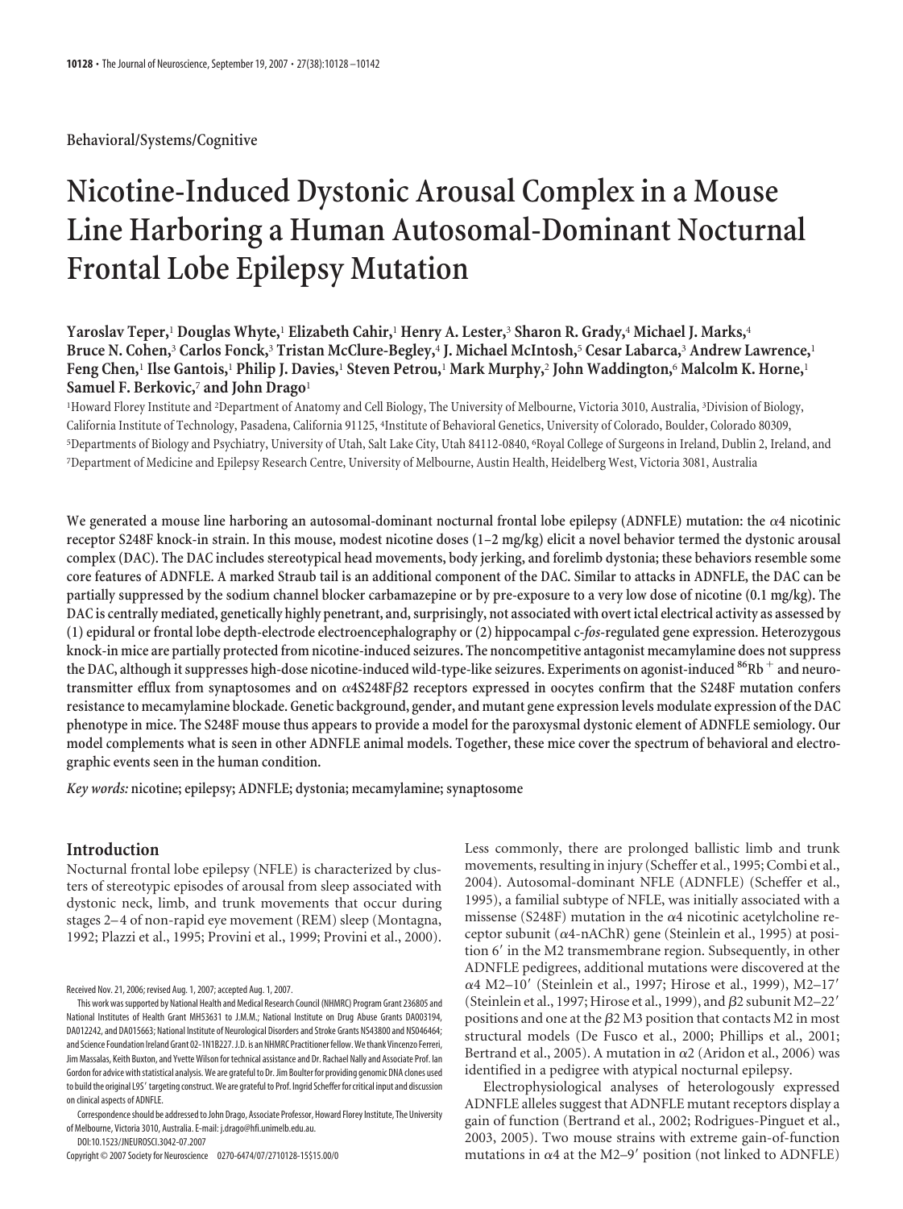Behavioral/Systems/Cognitive

# Nicotine-Induced Dystonic Arousal Complex in a Mouse Line Harboring a Human Autosomal-Dominant Nocturnal Frontal Lobe Epilepsy Mutation

**Yaroslav Teper,[1] Douglas Whyte,[1] Elizabeth Cahir,[1] Henry A. Lester,[3] Sharon R. Grady,[4] Michael J. Marks,[4] Bruce N. Cohen,[3] Carlos Fonck,[3] Tristan McClure-Begley,[4] J. Michael McIntosh,[5] Cesar Labarca,[3] Andrew Lawrence,[1] Feng Chen,[1] Ilse Gantois,[1] Philip J. Davies,[1] Steven Petrou,[1] Mark Murphy,[2] John Waddington,[6] Malcolm K. Horne,[1] Samuel F. Berkovic,[7] and John Drago[1]**

[1]Howard Florey Institute and [2]Department of Anatomy and Cell Biology, The University of Melbourne, Victoria 3010, Australia, [3]Division of Biology, California Institute of Technology, Pasadena, California 91125, [4]Institute of Behavioral Genetics, University of Colorado, Boulder, Colorado 80309, [5]Departments of Biology and Psychiatry, University of Utah, Salt Lake City, Utah 84112-0840, [6]Royal College of Surgeons in Ireland, Dublin 2, Ireland, and [7]Department of Medicine and Epilepsy Research Centre, University of Melbourne, Austin Health, Heidelberg West, Victoria 3081, Australia

**We generated a mouse line harboring an autosomal-dominant nocturnal frontal lobe epilepsy (ADNFLE) mutation: the α4 nicotinic receptor S248F knock-in strain. In this mouse, modest nicotine doses (1–2 mg/kg) elicit a novel behavior termed the dystonic arousal complex (DAC). The DAC includes stereotypical head movements, body jerking, and forelimb dystonia; these behaviors resemble some core features of ADNFLE. A marked Straub tail is an additional component of the DAC. Similar to attacks in ADNFLE, the DAC can be partially suppressed by the sodium channel blocker carbamazepine or by pre-exposure to a very low dose of nicotine (0.1 mg/kg). The DAC is centrally mediated, genetically highly penetrant, and, surprisingly, not associated with overt ictal electrical activity as assessed by (1) epidural or frontal lobe depth-electrode electroencephalography or (2) hippocampal *c-fos*-regulated gene expression. Heterozygous knock-in mice are partially protected from nicotine-induced seizures. The noncompetitive antagonist mecamylamine does not suppress the DAC, although it suppresses high-dose nicotine-induced wild-type-like seizures. Experiments on agonist-induced $^{86}Rb^+$ and neurotransmitter efflux from synaptosomes and on α4S248Fβ2 receptors expressed in oocytes confirm that the S248F mutation confers resistance to mecamylamine blockade. Genetic background, gender, and mutant gene expression levels modulate expression of the DAC phenotype in mice. The S248F mouse thus appears to provide a model for the paroxysmal dystonic element of ADNFLE semiology. Our model complements what is seen in other ADNFLE animal models. Together, these mice cover the spectrum of behavioral and electrographic events seen in the human condition.**

*Key words:* nicotine; epilepsy; ADNFLE; dystonia; mecamylamine; synaptosome

## Introduction

Nocturnal frontal lobe epilepsy (NFLE) is characterized by clusters of stereotypic episodes of arousal from sleep associated with dystonic neck, limb, and trunk movements that occur during stages 2–4 of non-rapid eye movement (REM) sleep (Montagna, 1992; Plazzi et al., 1995; Provini et al., 1999; Provini et al., 2000). Less commonly, there are prolonged ballistic limb and trunk movements, resulting in injury (Scheffer et al., 1995; Combi et al., 2004). Autosomal-dominant NFLE (ADNFLE) (Scheffer et al., 1995), a familial subtype of NFLE, was initially associated with a missense (S248F) mutation in the α4 nicotinic acetylcholine receptor subunit (α4-nAChR) gene (Steinlein et al., 1995) at position 6′ in the M2 transmembrane region. Subsequently, in other ADNFLE pedigrees, additional mutations were discovered at the α4 M2–10′ (Steinlein et al., 1997; Hirose et al., 1999), M2–17′ (Steinlein et al., 1997; Hirose et al., 1999), and β2 subunit M2–22′ positions and one at the β2 M3 position that contacts M2 in most structural models (De Fusco et al., 2000; Phillips et al., 2001; Bertrand et al., 2005). A mutation in α2 (Aridon et al., 2006) was identified in a pedigree with atypical nocturnal epilepsy.

Electrophysiological analyses of heterologously expressed ADNFLE alleles suggest that ADNFLE mutant receptors display a gain of function (Bertrand et al., 2002; Rodrigues-Pinguet et al., 2003, 2005). Two mouse strains with extreme gain-of-function mutations in α4 at the M2–9′ position (not linked to ADNFLE)

Received Nov. 21, 2006; revised Aug. 1, 2007; accepted Aug. 1, 2007.

This work was supported by National Health and Medical Research Council (NHMRC) Program Grant 236805 and National Institutes of Health Grant MH53631 to J.M.M.; National Institute on Drug Abuse Grants DA003194, DA012242, and DA015663; National Institute of Neurological Disorders and Stroke Grants NS43800 and NS046464; and Science Foundation Ireland Grant 02-1N1B227. J.D. is an NHMRC Practitioner fellow. We thank Vincenzo Ferreri, Jim Massalas, Keith Buxton, and Yvette Wilson for technical assistance and Dr. Rachael Nally and Associate Prof. Ian Gordon for advice with statistical analysis. We are grateful to Dr. Jim Boulter for providing genomic DNA clones used to build the original L9′ targeting construct. We are grateful to Prof. Ingrid Scheffer for critical input and discussion on clinical aspects of ADNFLE.

Correspondence should be addressed to John Drago, Associate Professor, Howard Florey Institute, The University of Melbourne, Victoria 3010, Australia. E-mail: j.drago@hfi.unimelb.edu.au.

DOI:10.1523/JNEUROSCI.3042-07.2007

Copyright © 2007 Society for Neuroscience 0270-6474/07/2710128-15$15.00/0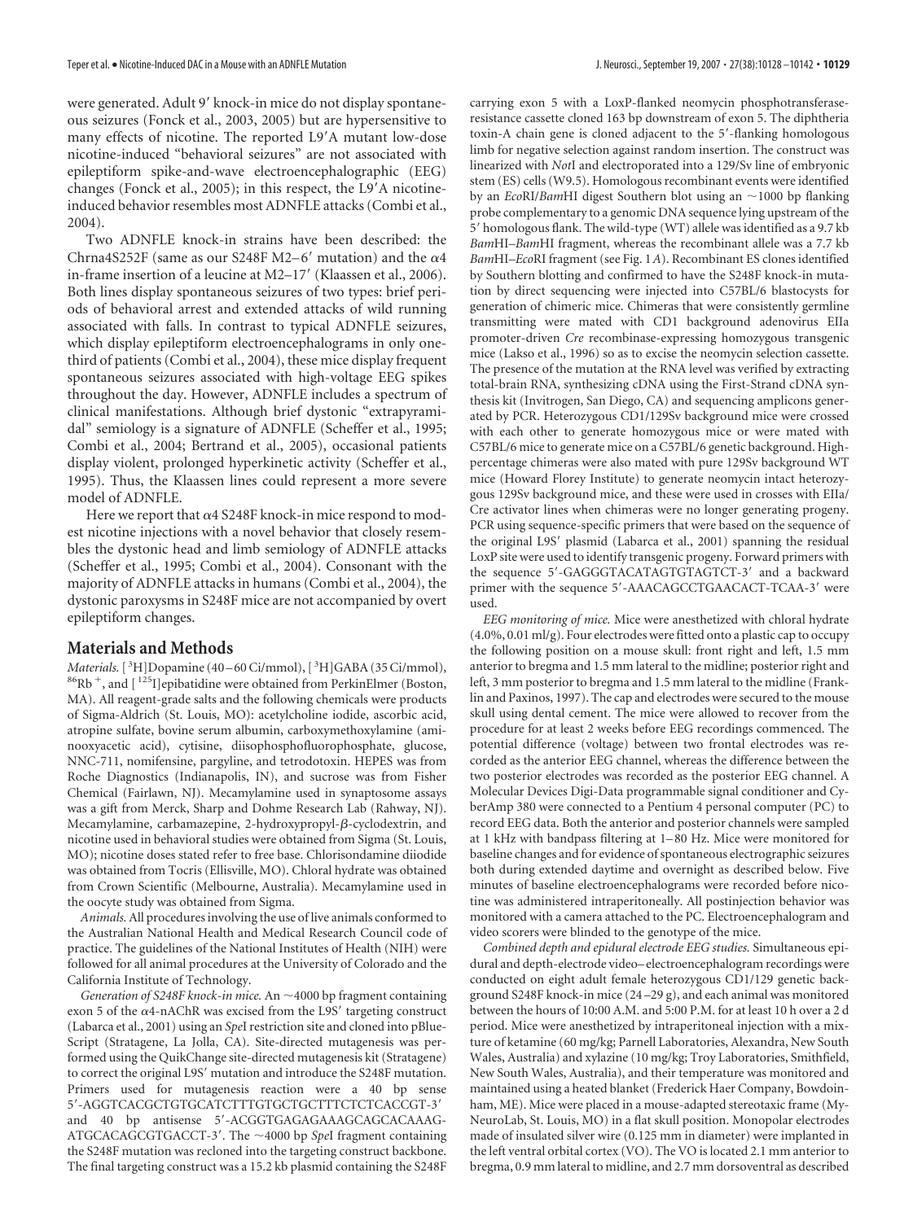were generated. Adult 9′ knock-in mice do not display spontaneous seizures (Fonck et al., 2003, 2005) but are hypersensitive to many effects of nicotine. The reported L9′A mutant low-dose nicotine-induced "behavioral seizures" are not associated with epileptiform spike-and-wave electroencephalographic (EEG) changes (Fonck et al., 2005); in this respect, the L9′A nicotine-induced behavior resembles most ADNFLE attacks (Combi et al., 2004).

Two ADNFLE knock-in strains have been described: the Chrna4S252F (same as our S248F M2–6′ mutation) and the α4 in-frame insertion of a leucine at M2–17′ (Klaassen et al., 2006). Both lines display spontaneous seizures of two types: brief periods of behavioral arrest and extended attacks of wild running associated with falls. In contrast to typical ADNFLE seizures, which display epileptiform electroencephalograms in only one-third of patients (Combi et al., 2004), these mice display frequent spontaneous seizures associated with high-voltage EEG spikes throughout the day. However, ADNFLE includes a spectrum of clinical manifestations. Although brief dystonic "extrapyramidal" semiology is a signature of ADNFLE (Scheffer et al., 1995; Combi et al., 2004; Bertrand et al., 2005), occasional patients display violent, prolonged hyperkinetic activity (Scheffer et al., 1995). Thus, the Klaassen lines could represent a more severe model of ADNFLE.

Here we report that α4 S248F knock-in mice respond to modest nicotine injections with a novel behavior that closely resembles the dystonic head and limb semiology of ADNFLE attacks (Scheffer et al., 1995; Combi et al., 2004). Consonant with the majority of ADNFLE attacks in humans (Combi et al., 2004), the dystonic paroxysms in S248F mice are not accompanied by overt epileptiform changes.

## Materials and Methods

*Materials.* [$^{3}$H]Dopamine (40–60 Ci/mmol), [$^{3}$H]GABA (35 Ci/mmol), $^{86}$Rb$^{+}$, and [$^{125}$I]epibatidine were obtained from PerkinElmer (Boston, MA). All reagent-grade salts and the following chemicals were products of Sigma-Aldrich (St. Louis, MO): acetylcholine iodide, ascorbic acid, atropine sulfate, bovine serum albumin, carboxymethoxylamine (aminooxyacetic acid), cytisine, diisophosphofluorophosphate, glucose, NNC-711, nomifensine, pargyline, and tetrodotoxin. HEPES was from Roche Diagnostics (Indianapolis, IN), and sucrose was from Fisher Chemical (Fairlawn, NJ). Mecamylamine used in synaptosome assays was a gift from Merck, Sharp and Dohme Research Lab (Rahway, NJ). Mecamylamine, carbamazepine, 2-hydroxypropyl-β-cyclodextrin, and nicotine used in behavioral studies were obtained from Sigma (St. Louis, MO); nicotine doses stated refer to free base. Chlorisondamine diiodide was obtained from Tocris (Ellisville, MO). Chloral hydrate was obtained from Crown Scientific (Melbourne, Australia). Mecamylamine used in the oocyte study was obtained from Sigma.

*Animals.* All procedures involving the use of live animals conformed to the Australian National Health and Medical Research Council code of practice. The guidelines of the National Institutes of Health (NIH) were followed for all animal procedures at the University of Colorado and the California Institute of Technology.

*Generation of S248F knock-in mice.* An ~4000 bp fragment containing exon 5 of the α4-nAChR was excised from the L9S′ targeting construct (Labarca et al., 2001) using an *Spe*I restriction site and cloned into pBlueScript (Stratagene, La Jolla, CA). Site-directed mutagenesis was performed using the QuikChange site-directed mutagenesis kit (Stratagene) to correct the original L9S′ mutation and introduce the S248F mutation. Primers used for mutagenesis reaction were a 40 bp sense 5′-AGGTCACGCTGTGCATCTTTGTGCTGCTTTCTCTCACCGT-3′ and 40 bp antisense 5′-ACGGTGAGAGAAAGCAGCACAAAGATGCACAGCGTGACCT-3′. The ~4000 bp *Spe*I fragment containing the S248F mutation was recloned into the targeting construct backbone. The final targeting construct was a 15.2 kb plasmid containing the S248F carrying exon 5 with a LoxP-flanked neomycin phosphotransferase-resistance cassette cloned 163 bp downstream of exon 5. The diphtheria toxin-A chain gene is cloned adjacent to the 5′-flanking homologous limb for negative selection against random insertion. The construct was linearized with *Not*I and electroporated into a 129/Sv line of embryonic stem (ES) cells (W9.5). Homologous recombinant events were identified by an *Eco*RI/*Bam*HI digest Southern blot using an ~1000 bp flanking probe complementary to a genomic DNA sequence lying upstream of the 5′ homologous flank. The wild-type (WT) allele was identified as a 9.7 kb *Bam*HI–*Bam*HI fragment, whereas the recombinant allele was a 7.7 kb *Bam*HI–*Eco*RI fragment (see Fig. 1*A*). Recombinant ES clones identified by Southern blotting and confirmed to have the S248F knock-in mutation by direct sequencing were injected into C57BL/6 blastocysts for generation of chimeric mice. Chimeras that were consistently germline transmitting were mated with CD1 background adenovirus EIIa promoter-driven *Cre* recombinase-expressing homozygous transgenic mice (Lakso et al., 1996) so as to excise the neomycin selection cassette. The presence of the mutation at the RNA level was verified by extracting total-brain RNA, synthesizing cDNA using the First-Strand cDNA synthesis kit (Invitrogen, San Diego, CA) and sequencing amplicons generated by PCR. Heterozygous CD1/129Sv background mice were crossed with each other to generate homozygous mice or were mated with C57BL/6 mice to generate mice on a C57BL/6 genetic background. High-percentage chimeras were also mated with pure 129Sv background WT mice (Howard Florey Institute) to generate neomycin intact heterozygous 129Sv background mice, and these were used in crosses with EIIa/Cre activator lines when chimeras were no longer generating progeny. PCR using sequence-specific primers that were based on the sequence of the original L9S′ plasmid (Labarca et al., 2001) spanning the residual LoxP site were used to identify transgenic progeny. Forward primers with the sequence 5′-GAGGGTACATAGTGTAGTCT-3′ and a backward primer with the sequence 5′-AAACAGCCTGAACACT-TCAA-3′ were used.

*EEG monitoring of mice.* Mice were anesthetized with chloral hydrate (4.0%, 0.01 ml/g). Four electrodes were fitted onto a plastic cap to occupy the following position on a mouse skull: front right and left, 1.5 mm anterior to bregma and 1.5 mm lateral to the midline; posterior right and left, 3 mm posterior to bregma and 1.5 mm lateral to the midline (Franklin and Paxinos, 1997). The cap and electrodes were secured to the mouse skull using dental cement. The mice were allowed to recover from the procedure for at least 2 weeks before EEG recordings commenced. The potential difference (voltage) between two frontal electrodes was recorded as the anterior EEG channel, whereas the difference between the two posterior electrodes was recorded as the posterior EEG channel. A Molecular Devices Digi-Data programmable signal conditioner and CyberAmp 380 were connected to a Pentium 4 personal computer (PC) to record EEG data. Both the anterior and posterior channels were sampled at 1 kHz with bandpass filtering at 1–80 Hz. Mice were monitored for baseline changes and for evidence of spontaneous electrographic seizures both during extended daytime and overnight as described below. Five minutes of baseline electroencephalograms were recorded before nicotine was administered intraperitoneally. All postinjection behavior was monitored with a camera attached to the PC. Electroencephalogram and video scorers were blinded to the genotype of the mice.

*Combined depth and epidural electrode EEG studies.* Simultaneous epidural and depth-electrode video–electroencephalogram recordings were conducted on eight adult female heterozygous CD1/129 genetic background S248F knock-in mice (24–29 g), and each animal was monitored between the hours of 10:00 A.M. and 5:00 P.M. for at least 10 h over a 2 d period. Mice were anesthetized by intraperitoneal injection with a mixture of ketamine (60 mg/kg; Parnell Laboratories, Alexandra, New South Wales, Australia) and xylazine (10 mg/kg; Troy Laboratories, Smithfield, New South Wales, Australia), and their temperature was monitored and maintained using a heated blanket (Frederick Haer Company, Bowdoinham, ME). Mice were placed in a mouse-adapted stereotaxic frame (MyNeuroLab, St. Louis, MO) in a flat skull position. Monopolar electrodes made of insulated silver wire (0.125 mm in diameter) were implanted in the left ventral orbital cortex (VO). The VO is located 2.1 mm anterior to bregma, 0.9 mm lateral to midline, and 2.7 mm dorsoventral as described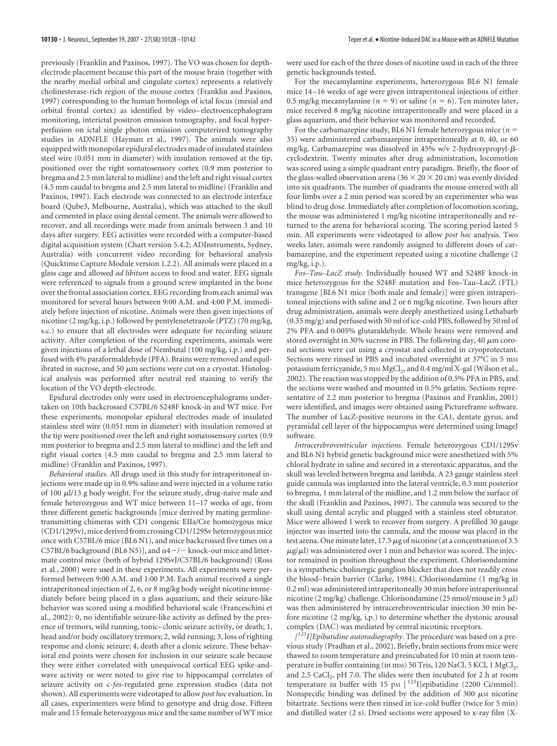previously (Franklin and Paxinos, 1997). The VO was chosen for depth-electrode placement because this part of the mouse brain (together with the nearby medial orbital and cingulate cortex) represents a relatively cholinesterase-rich region of the mouse cortex (Franklin and Paxinos, 1997) corresponding to the human homologs of ictal focus (mesial and orbital frontal cortex) as identified by video–electroencephalogram monitoring, interictal positron emission tomography, and focal hyperperfusion on ictal single photon emission computerized tomography studies in ADNFLE (Hayman et al., 1997). The animals were also equipped with monopolar epidural electrodes made of insulated stainless steel wire (0.051 mm in diameter) with insulation removed at the tip, positioned over the right somatosensory cortex (0.9 mm posterior to bregma and 2.5 mm lateral to midline) and the left and right visual cortex (4.5 mm caudal to bregma and 2.5 mm lateral to midline) (Franklin and Paxinos, 1997). Each electrode was connected to an electrode interface board (Qube3, Melbourne, Australia), which was attached to the skull and cemented in place using dental cement. The animals were allowed to recover, and all recordings were made from animals between 3 and 10 days after surgery. EEG activities were recorded with a computer-based digital acquisition system (Chart version 5.4.2; ADInstruments, Sydney, Australia) with concurrent video recording for behavioral analysis (Quicktime Capture Module version 1.2.2). All animals were placed in a glass cage and allowed *ad libitum* access to food and water. EEG signals were referenced to signals from a ground screw implanted in the bone over the frontal association cortex. EEG recording from each animal was monitored for several hours between 9:00 A.M. and 4:00 P.M. immediately before injection of nicotine. Animals were then given injections of nicotine (2 mg/kg, i.p.) followed by pentylenetetrazole (PTZ) (70 mg/kg, s.c.) to ensure that all electrodes were adequate for recording seizure activity. After completion of the recording experiments, animals were given injections of a lethal dose of Nembutal (100 mg/kg, i.p.) and perfused with 4% paraformaldehyde (PFA). Brains were removed and equilibrated in sucrose, and 50 μm sections were cut on a cryostat. Histological analysis was performed after neutral red staining to verify the location of the VO depth-electrode.

Epidural electrodes only were used in electroencephalograms undertaken on 10th backcrossed C57BL/6 S248F knock-in and WT mice. For these experiments, monopolar epidural electrodes made of insulated stainless steel wire (0.051 mm in diameter) with insulation removed at the tip were positioned over the left and right somatosensory cortex (0.9 mm posterior to bregma and 2.5 mm lateral to midline) and the left and right visual cortex (4.5 mm caudal to bregma and 2.5 mm lateral to midline) (Franklin and Paxinos, 1997).

*Behavioral studies.* All drugs used in this study for intraperitoneal injections were made up in 0.9% saline and were injected in a volume ratio of 100 μl/13 g body weight. For the seizure study, drug-naive male and female heterozygous and WT mice between 11–17 weeks of age, from three different genetic backgrounds [mice derived by mating germline-transmitting chimeras with CD1 congenic EIIa/Cre homozygous mice (CD1/129Sv), mice derived from crossing CD1/129Sv heterozygous mice once with C57BL/6 mice (BL6 N1), and mice backcrossed five times on a C57BL/6 background (BL6 N5)], and α4−/− knock-out mice and littermate control mice (both of hybrid 129SvJ/C57BL/6 background) (Ross et al., 2000) were used in these experiments. All experiments were performed between 9:00 A.M. and 1:00 P.M. Each animal received a single intraperitoneal injection of 2, 6, or 8 mg/kg body weight nicotine immediately before being placed in a glass aquarium, and their seizure-like behavior was scored using a modified behavioral scale (Franceschini et al., 2002): 0, no identifiable seizure-like activity as defined by the presence of tremors, wild running, tonic–clonic seizure activity, or death; 1, head and/or body oscillatory tremors; 2, wild running; 3, loss of righting response and clonic seizure; 4, death after a clonic seizure. These behavioral end points were chosen for inclusion in our seizure scale because they were either correlated with unequivocal cortical EEG spike-and-wave activity or were noted to give rise to hippocampal correlates of seizure activity on c-*fos*-regulated gene expression studies (data not shown). All experiments were videotaped to allow *post hoc* evaluation. In all cases, experimenters were blind to genotype and drug dose. Fifteen male and 15 female heterozygous mice and the same number of WT mice were used for each of the three doses of nicotine used in each of the three genetic backgrounds tested.

For the mecamylamine experiments, heterozygous BL6 N1 female mice 14–16 weeks of age were given intraperitoneal injections of either 0.5 mg/kg mecamylamine ($n = 9$) or saline ($n = 6$). Ten minutes later, mice received 8 mg/kg nicotine intraperitoneally and were placed in a glass aquarium, and their behavior was monitored and recorded.

For the carbamazepine study, BL6 N1 female heterozygous mice ($n = 35$) were administered carbamazepine intraperitoneally at 0, 40, or 60 mg/kg. Carbamazepine was dissolved in 45% w/v 2-hydroxypropyl-β-cyclodextrin. Twenty minutes after drug administration, locomotion was scored using a simple quadrant entry paradigm. Briefly, the floor of the glass-walled observation arena (36 × 20 × 20 cm) was evenly divided into six quadrants. The number of quadrants the mouse entered with all four limbs over a 2 min period was scored by an experimenter who was blind to drug dose. Immediately after completion of locomotion scoring, the mouse was administered 1 mg/kg nicotine intraperitoneally and returned to the arena for behavioral scoring. The scoring period lasted 5 min. All experiments were videotaped to allow *post hoc* analysis. Two weeks later, animals were randomly assigned to different doses of carbamazepine, and the experiment repeated using a nicotine challenge (2 mg/kg, i.p.).

*Fos–Tau–LacZ study.* Individually housed WT and S248F knock-in mice heterozygous for the S248F mutation and Fos–Tau–LacZ (FTL) transgene [BL6 N1 mice (both male and female)] were given intraperitoneal injections with saline and 2 or 6 mg/kg nicotine. Two hours after drug administration, animals were deeply anesthetized using Lethabarb (0.35 mg/g) and perfused with 50 ml of ice-cold PBS, followed by 50 ml of 2% PFA and 0.005% glutaraldehyde. Whole brains were removed and stored overnight in 30% sucrose in PBS. The following day, 40 μm coronal sections were cut using a cryostat and collected in cryoprotectant. Sections were rinsed in PBS and incubated overnight at 37°C in 5 mM potassium ferricyanide, 5 mM $MgCl_2$, and 0.4 mg/ml X-gal (Wilson et al., 2002). The reaction was stopped by the addition of 0.5% PFA in PBS, and the sections were washed and mounted in 0.5% gelatin. Sections representative of 2.2 mm posterior to bregma (Paxinos and Franklin, 2001) were identified, and images were obtained using Pictureframe software. The number of LacZ-positive neurons in the CA1, dentate gyrus, and pyramidal cell layer of the hippocampus were determined using ImageJ software.

*Intracerebroventricular injections.* Female heterozygous CD1/129Sv and BL6 N1 hybrid genetic background mice were anesthetized with 5% chloral hydrate in saline and secured in a stereotaxic apparatus, and the skull was leveled between bregma and lambda. A 23 gauge stainless steel guide cannula was implanted into the lateral ventricle, 0.5 mm posterior to bregma, 1 mm lateral of the midline, and 1.2 mm below the surface of the skull (Franklin and Paxinos, 1997). The cannula was secured to the skull using dental acrylic and plugged with a stainless steel obturator. Mice were allowed 1 week to recover from surgery. A prefilled 30 gauge injector was inserted into the cannula, and the mouse was placed in the test arena. One minute later, 17.5 μg of nicotine (at a concentration of 3.5 μg/μl) was administered over 1 min and behavior was scored. The injector remained in position throughout the experiment. Chlorisondamine is a sympathetic cholinergic ganglion blocker that does not readily cross the blood–brain barrier (Clarke, 1984). Chlorisondamine (1 mg/kg in 0.2 ml) was administered intraperitoneally 30 min before intraperitoneal nicotine (2 mg/kg) challenge. Chlorisondamine (25 nmol/mouse in 5 μl) was then administered by intracerebroventricular injection 30 min before nicotine (2 mg/kg, i.p.) to determine whether the dystonic arousal complex (DAC) was mediated by central nicotinic receptors.

*[$^{125}$I]Epibatidine autoradiography.* The procedure was based on a previous study (Pradhan et al., 2002). Briefly, brain sections from mice were thawed to room temperature and preincubated for 10 min at room temperature in buffer containing (in mM) 50 Tris, 120 NaCl, 5 KCl, 1 $MgCl_2$, and 2.5 $CaCl_2$, pH 7.0. The slides were then incubated for 2 h at room temperature in buffer with 15 pM [$^{125}$I]epibatidine (2200 Ci/mmol). Nonspecific binding was defined by the addition of 300 μM nicotine bitartrate. Sections were then rinsed in ice-cold buffer (twice for 5 min) and distilled water (2 s). Dried sections were apposed to x-ray film (X-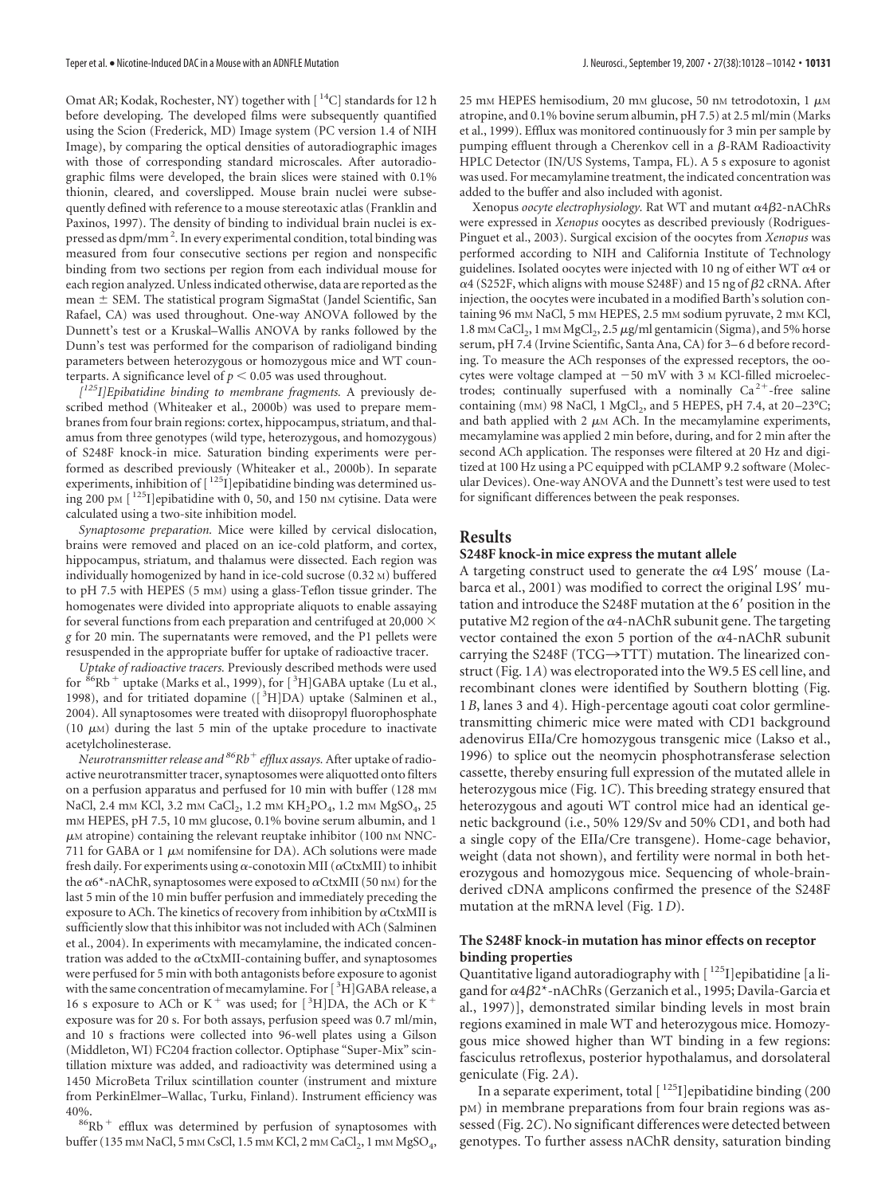Omat AR; Kodak, Rochester, NY) together with [$^{14}$C] standards for 12 h before developing. The developed films were subsequently quantified using the Scion (Frederick, MD) Image system (PC version 1.4 of NIH Image), by comparing the optical densities of autoradiographic images with those of corresponding standard microscales. After autoradiographic films were developed, the brain slices were stained with 0.1% thionin, cleared, and coverslipped. Mouse brain nuclei were subsequently defined with reference to a mouse stereotaxic atlas (Franklin and Paxinos, 1997). The density of binding to individual brain nuclei is expressed as dpm/mm$^2$. In every experimental condition, total binding was measured from four consecutive sections per region and nonspecific binding from two sections per region from each individual mouse for each region analyzed. Unless indicated otherwise, data are reported as the mean ± SEM. The statistical program SigmaStat (Jandel Scientific, San Rafael, CA) was used throughout. One-way ANOVA followed by the Dunnett's test or a Kruskal–Wallis ANOVA by ranks followed by the Dunn's test was performed for the comparison of radioligand binding parameters between heterozygous or homozygous mice and WT counterparts. A significance level of $p < 0.05$ was used throughout.

*[$^{125}$I]Epibatidine binding to membrane fragments.* A previously described method (Whiteaker et al., 2000b) was used to prepare membranes from four brain regions: cortex, hippocampus, striatum, and thalamus from three genotypes (wild type, heterozygous, and homozygous) of S248F knock-in mice. Saturation binding experiments were performed as described previously (Whiteaker et al., 2000b). In separate experiments, inhibition of [$^{125}$I]epibatidine binding was determined using 200 pM [$^{125}$I]epibatidine with 0, 50, and 150 nM cytisine. Data were calculated using a two-site inhibition model.

*Synaptosome preparation.* Mice were killed by cervical dislocation, brains were removed and placed on an ice-cold platform, and cortex, hippocampus, striatum, and thalamus were dissected. Each region was individually homogenized by hand in ice-cold sucrose (0.32 M) buffered to pH 7.5 with HEPES (5 mM) using a glass-Teflon tissue grinder. The homogenates were divided into appropriate aliquots to enable assaying for several functions from each preparation and centrifuged at 20,000 × *g* for 20 min. The supernatants were removed, and the P1 pellets were resuspended in the appropriate buffer for uptake of radioactive tracer.

*Uptake of radioactive tracers.* Previously described methods were used for $^{86}Rb^+$ uptake (Marks et al., 1999), for [$^3$H]GABA uptake (Lu et al., 1998), and for tritiated dopamine ([$^3$H]DA) uptake (Salminen et al., 2004). All synaptosomes were treated with diisopropyl fluorophosphate (10 μM) during the last 5 min of the uptake procedure to inactivate acetylcholinesterase.

*Neurotransmitter release and $^{86}Rb^+$ efflux assays.* After uptake of radioactive neurotransmitter tracer, synaptosomes were aliquotted onto filters on a perfusion apparatus and perfused for 10 min with buffer (128 mM NaCl, 2.4 mM KCl, 3.2 mM $CaCl_2$, 1.2 mM $KH_2PO_4$, 1.2 mM $MgSO_4$, 25 mM HEPES, pH 7.5, 10 mM glucose, 0.1% bovine serum albumin, and 1 μM atropine) containing the relevant reuptake inhibitor (100 nM NNC-711 for GABA or 1 μM nomifensine for DA). ACh solutions were made fresh daily. For experiments using α-conotoxin MII (αCtxMII) to inhibit the α6*-nAChR, synaptosomes were exposed to αCtxMII (50 nM) for the last 5 min of the 10 min buffer perfusion and immediately preceding the exposure to ACh. The kinetics of recovery from inhibition by αCtxMII is sufficiently slow that this inhibitor was not included with ACh (Salminen et al., 2004). In experiments with mecamylamine, the indicated concentration was added to the αCtxMII-containing buffer, and synaptosomes were perfused for 5 min with both antagonists before exposure to agonist with the same concentration of mecamylamine. For [$^3$H]GABA release, a 16 s exposure to ACh or $K^+$ was used; for [$^3$H]DA, the ACh or $K^+$ exposure was for 20 s. For both assays, perfusion speed was 0.7 ml/min, and 10 s fractions were collected into 96-well plates using a Gilson (Middleton, WI) FC204 fraction collector. Optiphase "Super-Mix" scintillation mixture was added, and radioactivity was determined using a 1450 MicroBeta Trilux scintillation counter (instrument and mixture from PerkinElmer–Wallac, Turku, Finland). Instrument efficiency was 40%.

$^{86}Rb^+$ efflux was determined by perfusion of synaptosomes with buffer (135 mM NaCl, 5 mM CsCl, 1.5 mM KCl, 2 mM $CaCl_2$, 1 mM $MgSO_4$, 25 mM HEPES hemisodium, 20 mM glucose, 50 nM tetrodotoxin, 1 μM atropine, and 0.1% bovine serum albumin, pH 7.5) at 2.5 ml/min (Marks et al., 1999). Efflux was monitored continuously for 3 min per sample by pumping effluent through a Cherenkov cell in a β-RAM Radioactivity HPLC Detector (IN/US Systems, Tampa, FL). A 5 s exposure to agonist was used. For mecamylamine treatment, the indicated concentration was added to the buffer and also included with agonist.

Xenopus *oocyte electrophysiology.* Rat WT and mutant α4β2-nAChRs were expressed in *Xenopus* oocytes as described previously (Rodrigues-Pinguet et al., 2003). Surgical excision of the oocytes from *Xenopus* was performed according to NIH and California Institute of Technology guidelines. Isolated oocytes were injected with 10 ng of either WT α4 or α4 (S252F, which aligns with mouse S248F) and 15 ng of β2 cRNA. After injection, the oocytes were incubated in a modified Barth's solution containing 96 mM NaCl, 5 mM HEPES, 2.5 mM sodium pyruvate, 2 mM KCl, 1.8 mM $CaCl_2$, 1 mM $MgCl_2$, 2.5 μg/ml gentamicin (Sigma), and 5% horse serum, pH 7.4 (Irvine Scientific, Santa Ana, CA) for 3–6 d before recording. To measure the ACh responses of the expressed receptors, the oocytes were voltage clamped at −50 mV with 3 M KCl-filled microelectrodes; continually superfused with a nominally $Ca^{2+}$-free saline containing (mM) 98 NaCl, 1 $MgCl_2$, and 5 HEPES, pH 7.4, at 20–23°C; and bath applied with 2 μM ACh. In the mecamylamine experiments, mecamylamine was applied 2 min before, during, and for 2 min after the second ACh application. The responses were filtered at 20 Hz and digitized at 100 Hz using a PC equipped with pCLAMP 9.2 software (Molecular Devices). One-way ANOVA and the Dunnett's test were used to test for significant differences between the peak responses.

## Results

### S248F knock-in mice express the mutant allele

A targeting construct used to generate the α4 L9S′ mouse (Labarca et al., 2001) was modified to correct the original L9S′ mutation and introduce the S248F mutation at the 6′ position in the putative M2 region of the α4-nAChR subunit gene. The targeting vector contained the exon 5 portion of the α4-nAChR subunit carrying the S248F (TCG→TTT) mutation. The linearized construct (Fig. 1*A*) was electroporated into the W9.5 ES cell line, and recombinant clones were identified by Southern blotting (Fig. 1*B*, lanes 3 and 4). High-percentage agouti coat color germline-transmitting chimeric mice were mated with CD1 background adenovirus EIIa/Cre homozygous transgenic mice (Lakso et al., 1996) to splice out the neomycin phosphotransferase selection cassette, thereby ensuring full expression of the mutated allele in heterozygous mice (Fig. 1*C*). This breeding strategy ensured that heterozygous and agouti WT control mice had an identical genetic background (i.e., 50% 129/Sv and 50% CD1, and both had a single copy of the EIIa/Cre transgene). Home-cage behavior, weight (data not shown), and fertility were normal in both heterozygous and homozygous mice. Sequencing of whole-brain-derived cDNA amplicons confirmed the presence of the S248F mutation at the mRNA level (Fig. 1*D*).

### The S248F knock-in mutation has minor effects on receptor binding properties

Quantitative ligand autoradiography with [$^{125}$I]epibatidine [a ligand for α4β2*-nAChRs (Gerzanich et al., 1995; Davila-Garcia et al., 1997)], demonstrated similar binding levels in most brain regions examined in male WT and heterozygous mice. Homozygous mice showed higher than WT binding in a few regions: fasciculus retroflexus, posterior hypothalamus, and dorsolateral geniculate (Fig. 2*A*).

In a separate experiment, total [$^{125}$I]epibatidine binding (200 pM) in membrane preparations from four brain regions was assessed (Fig. 2*C*). No significant differences were detected between genotypes. To further assess nAChR density, saturation binding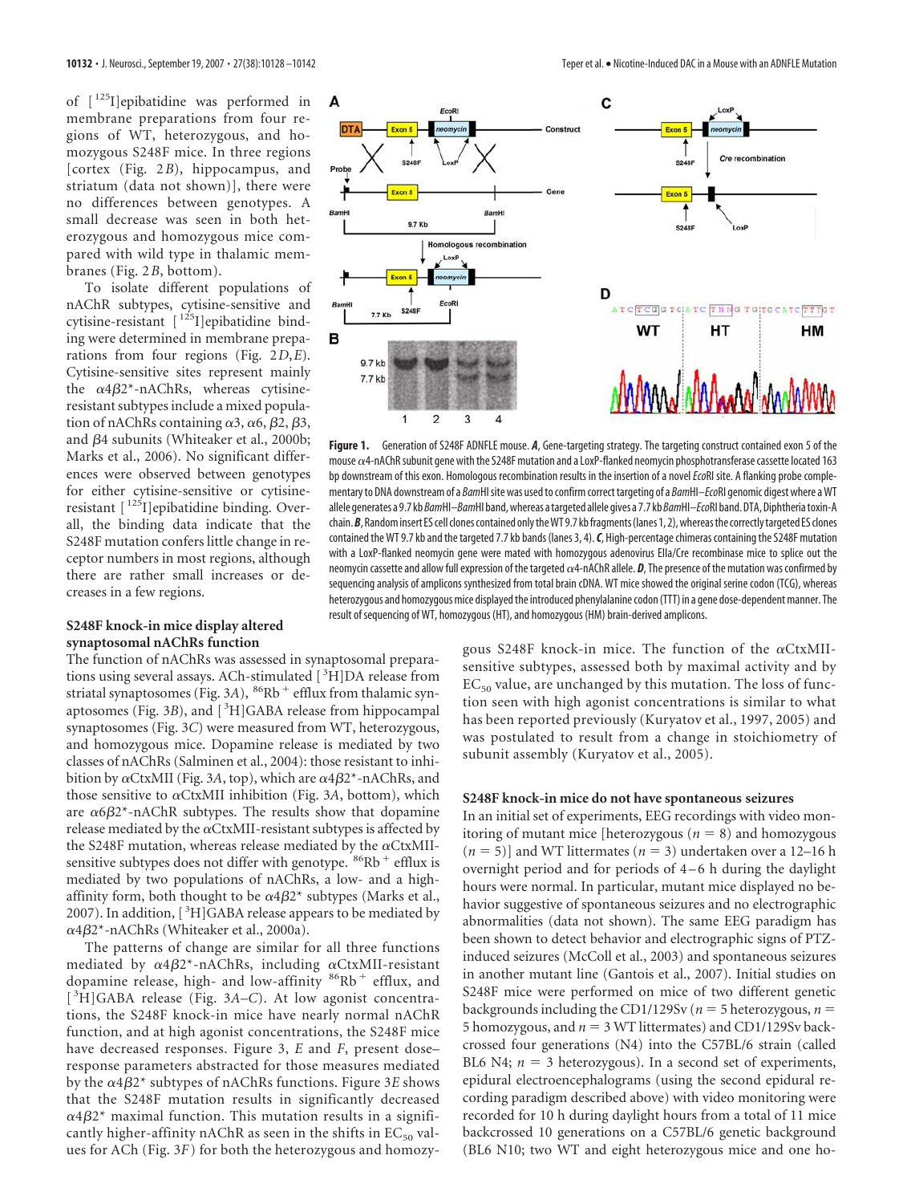of [$^{125}$I]epibatidine was performed in membrane preparations from four regions of WT, heterozygous, and homozygous S248F mice. In three regions [cortex (Fig. 2*B*), hippocampus, and striatum (data not shown)], there were no differences between genotypes. A small decrease was seen in both heterozygous and homozygous mice compared with wild type in thalamic membranes (Fig. 2*B*, bottom).

To isolate different populations of nAChR subtypes, cytisine-sensitive and cytisine-resistant [$^{125}$I]epibatidine binding were determined in membrane preparations from four regions (Fig. 2*D*,*E*). Cytisine-sensitive sites represent mainly the $\alpha4\beta2^*$-nAChRs, whereas cytisine-resistant subtypes include a mixed population of nAChRs containing $\alpha3$, $\alpha6$, $\beta2$, $\beta3$, and $\beta4$ subunits (Whiteaker et al., 2000b; Marks et al., 2006). No significant differences were observed between genotypes for either cytisine-sensitive or cytisine-resistant [$^{125}$I]epibatidine binding. Overall, the binding data indicate that the S248F mutation confers little change in receptor numbers in most regions, although there are rather small increases or decreases in a few regions.

**Figure 1.** Generation of S248F ADNFLE mouse. ***A***, Gene-targeting strategy. The targeting construct contained exon 5 of the mouse $\alpha4$-nAChR subunit gene with the S248F mutation and a LoxP-flanked neomycin phosphotransferase cassette located 163 bp downstream of this exon. Homologous recombination results in the insertion of a novel *Eco*RI site. A flanking probe complementary to DNA downstream of a *Bam*HI site was used to confirm correct targeting of a *Bam*HI–*Eco*RI genomic digest where a WT allele generates a 9.7 kb *Bam*HI–*Bam*HI band, whereas a targeted allele gives a 7.7 kb *Bam*HI–*Eco*RI band. DTA, Diphtheria toxin-A chain. ***B***, Random insert ES cell clones contained only the WT 9.7 kb fragments (lanes 1, 2), whereas the correctly targeted ES clones contained the WT 9.7 kb and the targeted 7.7 kb bands (lanes 3, 4). ***C***, High-percentage chimeras containing the S248F mutation with a LoxP-flanked neomycin gene were mated with homozygous adenovirus EIIa/Cre recombinase mice to splice out the neomycin cassette and allow full expression of the targeted $\alpha4$-nAChR allele. ***D***, The presence of the mutation was confirmed by sequencing analysis of amplicons synthesized from total brain cDNA. WT mice showed the original serine codon (TCG), whereas heterozygous and homozygous mice displayed the introduced phenylalanine codon (TTT) in a gene dose-dependent manner. The result of sequencing of WT, homozygous (HT), and homozygous (HM) brain-derived amplicons.

### S248F knock-in mice display altered synaptosomal nAChRs function

The function of nAChRs was assessed in synaptosomal preparations using several assays. ACh-stimulated [$^{3}$H]DA release from striatal synaptosomes (Fig. 3*A*), $^{86}$Rb$^{+}$ efflux from thalamic synaptosomes (Fig. 3*B*), and [$^{3}$H]GABA release from hippocampal synaptosomes (Fig. 3*C*) were measured from WT, heterozygous, and homozygous mice. Dopamine release is mediated by two classes of nAChRs (Salminen et al., 2004): those resistant to inhibition by $\alpha$CtxMII (Fig. 3*A*, top), which are $\alpha4\beta2^*$-nAChRs, and those sensitive to $\alpha$CtxMII inhibition (Fig. 3*A*, bottom), which are $\alpha6\beta2^*$-nAChR subtypes. The results show that dopamine release mediated by the $\alpha$CtxMII-resistant subtypes is affected by the S248F mutation, whereas release mediated by the $\alpha$CtxMII-sensitive subtypes does not differ with genotype. $^{86}$Rb$^{+}$ efflux is mediated by two populations of nAChRs, a low- and a high-affinity form, both thought to be $\alpha4\beta2^*$ subtypes (Marks et al., 2007). In addition, [$^{3}$H]GABA release appears to be mediated by $\alpha4\beta2^*$-nAChRs (Whiteaker et al., 2000a).

The patterns of change are similar for all three functions mediated by $\alpha4\beta2^*$-nAChRs, including $\alpha$CtxMII-resistant dopamine release, high- and low-affinity $^{86}$Rb$^{+}$ efflux, and [$^{3}$H]GABA release (Fig. 3*A*–*C*). At low agonist concentrations, the S248F knock-in mice have nearly normal nAChR function, and at high agonist concentrations, the S248F mice have decreased responses. Figure 3, *E* and *F*, present dose–response parameters abstracted for those measures mediated by the $\alpha4\beta2^*$ subtypes of nAChRs functions. Figure 3*E* shows that the S248F mutation results in significantly decreased $\alpha4\beta2^*$ maximal function. This mutation results in a significantly higher-affinity nAChR as seen in the shifts in $EC_{50}$ values for ACh (Fig. 3*F*) for both the heterozygous and homozygous S248F knock-in mice. The function of the $\alpha$CtxMII-sensitive subtypes, assessed both by maximal activity and by $EC_{50}$ value, are unchanged by this mutation. The loss of function seen with high agonist concentrations is similar to what has been reported previously (Kuryatov et al., 1997, 2005) and was postulated to result from a change in stoichiometry of subunit assembly (Kuryatov et al., 2005).

### S248F knock-in mice do not have spontaneous seizures

In an initial set of experiments, EEG recordings with video monitoring of mutant mice [heterozygous ($n = 8$) and homozygous ($n = 5$)] and WT littermates ($n = 3$) undertaken over a 12–16 h overnight period and for periods of 4–6 h during the daylight hours were normal. In particular, mutant mice displayed no behavior suggestive of spontaneous seizures and no electrographic abnormalities (data not shown). The same EEG paradigm has been shown to detect behavior and electrographic signs of PTZ-induced seizures (McColl et al., 2003) and spontaneous seizures in another mutant line (Gantois et al., 2007). Initial studies on S248F mice were performed on mice of two different genetic backgrounds including the CD1/129Sv ($n = 5$ heterozygous, $n = 5$ homozygous, and $n = 3$ WT littermates) and CD1/129Sv backcrossed four generations (N4) into the C57BL/6 strain (called BL6 N4; $n = 3$ heterozygous). In a second set of experiments, epidural electroencephalograms (using the second epidural recording paradigm described above) with video monitoring were recorded for 10 h during daylight hours from a total of 11 mice backcrossed 10 generations on a C57BL/6 genetic background (BL6 N10; two WT and eight heterozygous mice and one ho-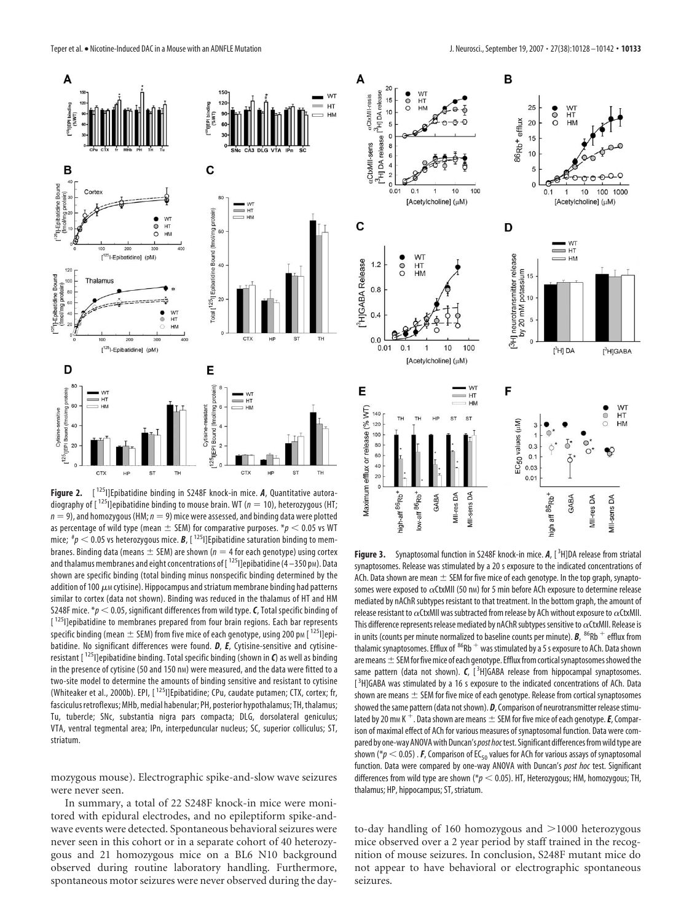**Figure 2.** [$^{125}$I]Epibatidine binding in S248F knock-in mice. ***A***, Quantitative autoradiography of [$^{125}$I]epibatidine binding to mouse brain. WT ($n = 10$), heterozygous (HT; $n = 9$), and homozygous (HM; $n = 9$) mice were assessed, and binding data were plotted as percentage of wild type (mean ± SEM) for comparative purposes. *$p < 0.05$ vs WT mice; #$p < 0.05$ vs heterozygous mice. ***B***, [$^{125}$I]Epibatidine saturation binding to membranes. Binding data (means ± SEM) are shown ($n = 4$ for each genotype) using cortex and thalamus membranes and eight concentrations of [$^{125}$I]epibatidine (4–350 pM). Data shown are specific binding (total binding minus nonspecific binding determined by the addition of 100 μM cytisine). Hippocampus and striatum membrane binding had patterns similar to cortex (data not shown). Binding was reduced in the thalamus of HT and HM S248F mice. *$p < 0.05$, significant differences from wild type. ***C***, Total specific binding of [$^{125}$I]epibatidine to membranes prepared from four brain regions. Each bar represents specific binding (mean ± SEM) from five mice of each genotype, using 200 pM [$^{125}$I]epibatidine. No significant differences were found. ***D***, ***E***, Cytisine-sensitive and cytisine-resistant [$^{125}$I]epibatidine binding. Total specific binding (shown in ***C***) as well as binding in the presence of cytisine (50 and 150 nM) were measured, and the data were fitted to a two-site model to determine the amounts of binding sensitive and resistant to cytisine (Whiteaker et al., 2000b). EPI, [$^{125}$I]Epibatidine; CPu, caudate putamen; CTX, cortex; fr, fasciculus retroflexus; MHb, medial habenular; PH, posterior hypothalamus; TH, thalamus; Tu, tubercle; SNc, substantia nigra pars compacta; DLG, dorsolateral geniculus; VTA, ventral tegmental area; IPn, interpeduncular nucleus; SC, superior colliculus; ST, striatum.

mozygous mouse). Electrographic spike-and-slow wave seizures were never seen.

In summary, a total of 22 S248F knock-in mice were monitored with epidural electrodes, and no epileptiform spike-and-wave events were detected. Spontaneous behavioral seizures were never seen in this cohort or in a separate cohort of 40 heterozygous and 21 homozygous mice on a BL6 N10 background observed during routine laboratory handling. Furthermore, spontaneous motor seizures were never observed during the day-to-day handling of 160 homozygous and >1000 heterozygous mice observed over a 2 year period by staff trained in the recognition of mouse seizures. In conclusion, S248F mutant mice do not appear to have behavioral or electrographic spontaneous seizures.

**Figure 3.** Synaptosomal function in S248F knock-in mice. ***A***, [$^{3}$H]DA release from striatal synaptosomes. Release was stimulated by a 20 s exposure to the indicated concentrations of ACh. Data shown are mean ± SEM for five mice of each genotype. In the top graph, synaptosomes were exposed to αCtxMII (50 nM) for 5 min before ACh exposure to determine release mediated by nAChR subtypes resistant to that treatment. In the bottom graph, the amount of release resistant to αCtxMII was subtracted from release by ACh without exposure to αCtxMII. This difference represents release mediated by nAChR subtypes sensitive to αCtxMII. Release is in units (counts per minute normalized to baseline counts per minute). ***B***, $^{86}$Rb$^{+}$ efflux from thalamic synaptosomes. Efflux of $^{86}$Rb$^{+}$ was stimulated by a 5 s exposure to ACh. Data shown are means ± SEM for five mice of each genotype. Efflux from cortical synaptosomes showed the same pattern (data not shown). ***C***, [$^{3}$H]GABA release from hippocampal synaptosomes. [$^{3}$H]GABA was stimulated by a 16 s exposure to the indicated concentrations of ACh. Data shown are means ± SEM for five mice of each genotype. Release from cortical synaptosomes showed the same pattern (data not shown). ***D***, Comparison of neurotransmitter release stimulated by 20 mM K$^{+}$. Data shown are means ± SEM for five mice of each genotype. ***E***, Comparison of maximal effect of ACh for various measures of synaptosomal function. Data were compared by one-way ANOVA with Duncan's *post hoc* test. Significant differences from wild type are shown (*$p < 0.05$) . ***F***, Comparison of $EC_{50}$ values for ACh for various assays of synaptosomal function. Data were compared by one-way ANOVA with Duncan's *post hoc* test. Significant differences from wild type are shown (*$p < 0.05$). HT, Heterozygous; HM, homozygous; TH, thalamus; HP, hippocampus; ST, striatum.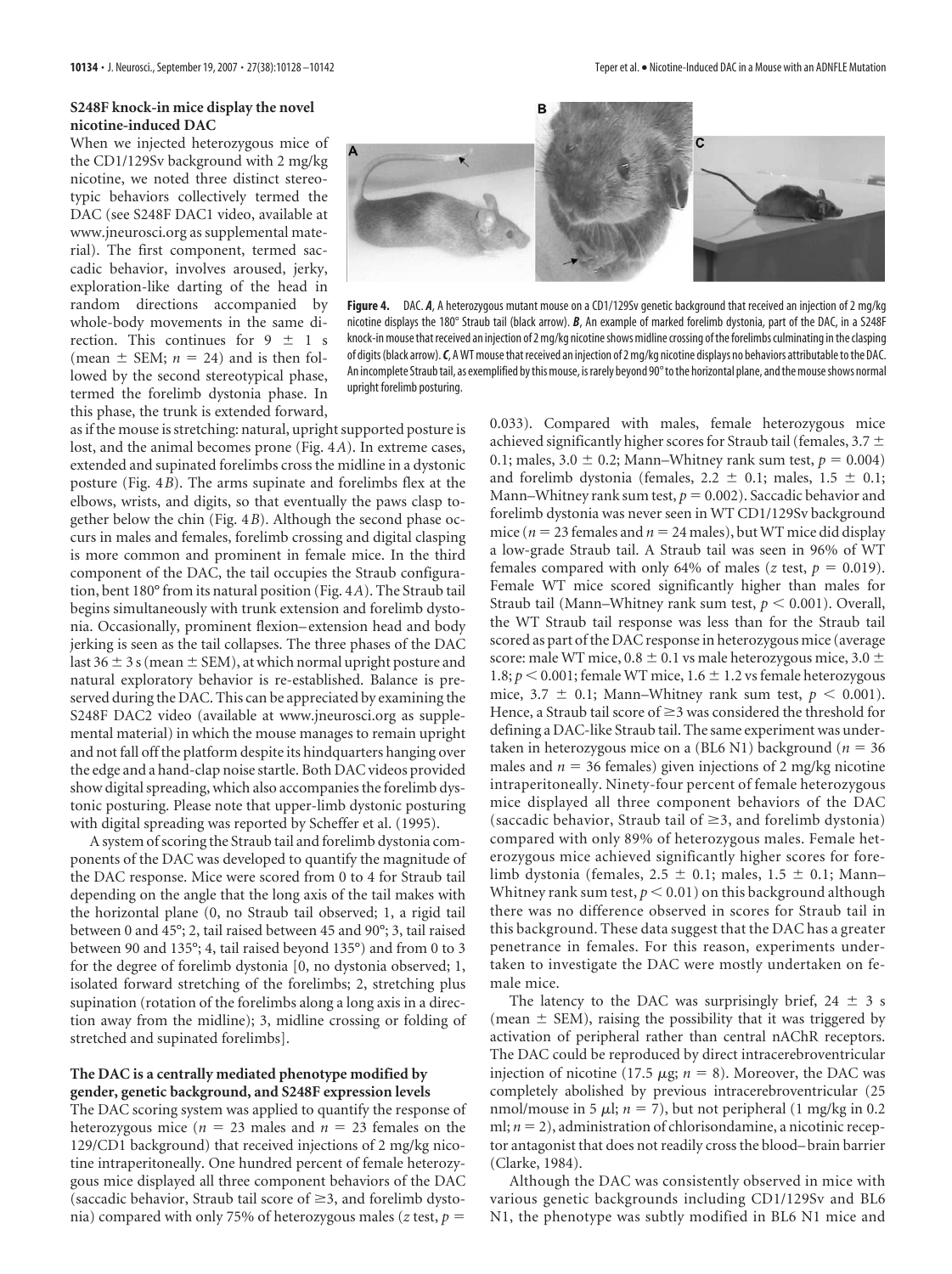## S248F knock-in mice display the novel nicotine-induced DAC

When we injected heterozygous mice of the CD1/129Sv background with 2 mg/kg nicotine, we noted three distinct stereotypic behaviors collectively termed the DAC (see S248F DAC1 video, available at www.jneurosci.org as supplemental material). The first component, termed saccadic behavior, involves aroused, jerky, exploration-like darting of the head in random directions accompanied by whole-body movements in the same direction. This continues for 9 ± 1 s (mean ± SEM; $n = 24$) and is then followed by the second stereotypical phase, termed the forelimb dystonia phase. In this phase, the trunk is extended forward, as if the mouse is stretching: natural, upright supported posture is lost, and the animal becomes prone (Fig. 4*A*). In extreme cases, extended and supinated forelimbs cross the midline in a dystonic posture (Fig. 4*B*). The arms supinate and forelimbs flex at the elbows, wrists, and digits, so that eventually the paws clasp together below the chin (Fig. 4*B*). Although the second phase occurs in males and females, forelimb crossing and digital clasping is more common and prominent in female mice. In the third component of the DAC, the tail occupies the Straub configuration, bent 180° from its natural position (Fig. 4*A*). The Straub tail begins simultaneously with trunk extension and forelimb dystonia. Occasionally, prominent flexion–extension head and body jerking is seen as the tail collapses. The three phases of the DAC last 36 ± 3 s (mean ± SEM), at which normal upright posture and natural exploratory behavior is re-established. Balance is preserved during the DAC. This can be appreciated by examining the S248F DAC2 video (available at www.jneurosci.org as supplemental material) in which the mouse manages to remain upright and not fall off the platform despite its hindquarters hanging over the edge and a hand-clap noise startle. Both DAC videos provided show digital spreading, which also accompanies the forelimb dystonic posturing. Please note that upper-limb dystonic posturing with digital spreading was reported by Scheffer et al. (1995).

A system of scoring the Straub tail and forelimb dystonia components of the DAC was developed to quantify the magnitude of the DAC response. Mice were scored from 0 to 4 for Straub tail depending on the angle that the long axis of the tail makes with the horizontal plane (0, no Straub tail observed; 1, a rigid tail between 0 and 45°; 2, tail raised between 45 and 90°; 3, tail raised between 90 and 135°; 4, tail raised beyond 135°) and from 0 to 3 for the degree of forelimb dystonia [0, no dystonia observed; 1, isolated forward stretching of the forelimbs; 2, stretching plus supination (rotation of the forelimbs along a long axis in a direction away from the midline); 3, midline crossing or folding of stretched and supinated forelimbs].

**Figure 4.** DAC. ***A***, A heterozygous mutant mouse on a CD1/129Sv genetic background that received an injection of 2 mg/kg nicotine displays the 180° Straub tail (black arrow). ***B***, An example of marked forelimb dystonia, part of the DAC, in a S248F knock-in mouse that received an injection of 2 mg/kg nicotine shows midline crossing of the forelimbs culminating in the clasping of digits (black arrow). ***C***, A WT mouse that received an injection of 2 mg/kg nicotine displays no behaviors attributable to the DAC. An incomplete Straub tail, as exemplified by this mouse, is rarely beyond 90° to the horizontal plane, and the mouse shows normal upright forelimb posturing.

## The DAC is a centrally mediated phenotype modified by gender, genetic background, and S248F expression levels

The DAC scoring system was applied to quantify the response of heterozygous mice ($n = 23$ males and $n = 23$ females on the 129/CD1 background) that received injections of 2 mg/kg nicotine intraperitoneally. One hundred percent of female heterozygous mice displayed all three component behaviors of the DAC (saccadic behavior, Straub tail score of ≥3, and forelimb dystonia) compared with only 75% of heterozygous males (*z* test, $p = 0.033$). Compared with males, female heterozygous mice achieved significantly higher scores for Straub tail (females, 3.7 ± 0.1; males, 3.0 ± 0.2; Mann–Whitney rank sum test, $p = 0.004$) and forelimb dystonia (females, 2.2 ± 0.1; males, 1.5 ± 0.1; Mann–Whitney rank sum test, $p = 0.002$). Saccadic behavior and forelimb dystonia was never seen in WT CD1/129Sv background mice ($n = 23$ females and $n = 24$ males), but WT mice did display a low-grade Straub tail. A Straub tail was seen in 96% of WT females compared with only 64% of males (*z* test, $p = 0.019$). Female WT mice scored significantly higher than males for Straub tail (Mann–Whitney rank sum test, $p < 0.001$). Overall, the WT Straub tail response was less than for the Straub tail scored as part of the DAC response in heterozygous mice (average score: male WT mice, 0.8 ± 0.1 vs male heterozygous mice, 3.0 ± 1.8; $p < 0.001$; female WT mice, 1.6 ± 1.2 vs female heterozygous mice, 3.7 ± 0.1; Mann–Whitney rank sum test, $p < 0.001$). Hence, a Straub tail score of ≥3 was considered the threshold for defining a DAC-like Straub tail. The same experiment was undertaken in heterozygous mice on a (BL6 N1) background ($n = 36$ males and $n = 36$ females) given injections of 2 mg/kg nicotine intraperitoneally. Ninety-four percent of female heterozygous mice displayed all three component behaviors of the DAC (saccadic behavior, Straub tail of ≥3, and forelimb dystonia) compared with only 89% of heterozygous males. Female heterozygous mice achieved significantly higher scores for forelimb dystonia (females, 2.5 ± 0.1; males, 1.5 ± 0.1; Mann–Whitney rank sum test, $p < 0.01$) on this background although there was no difference observed in scores for Straub tail in this background. These data suggest that the DAC has a greater penetrance in females. For this reason, experiments undertaken to investigate the DAC were mostly undertaken on female mice.

The latency to the DAC was surprisingly brief, 24 ± 3 s (mean ± SEM), raising the possibility that it was triggered by activation of peripheral rather than central nAChR receptors. The DAC could be reproduced by direct intracerebroventricular injection of nicotine (17.5 μg; $n = 8$). Moreover, the DAC was completely abolished by previous intracerebroventricular (25 nmol/mouse in 5 μl; $n = 7$), but not peripheral (1 mg/kg in 0.2 ml; $n = 2$), administration of chlorisondamine, a nicotinic receptor antagonist that does not readily cross the blood–brain barrier (Clarke, 1984).

Although the DAC was consistently observed in mice with various genetic backgrounds including CD1/129Sv and BL6 N1, the phenotype was subtly modified in BL6 N1 mice and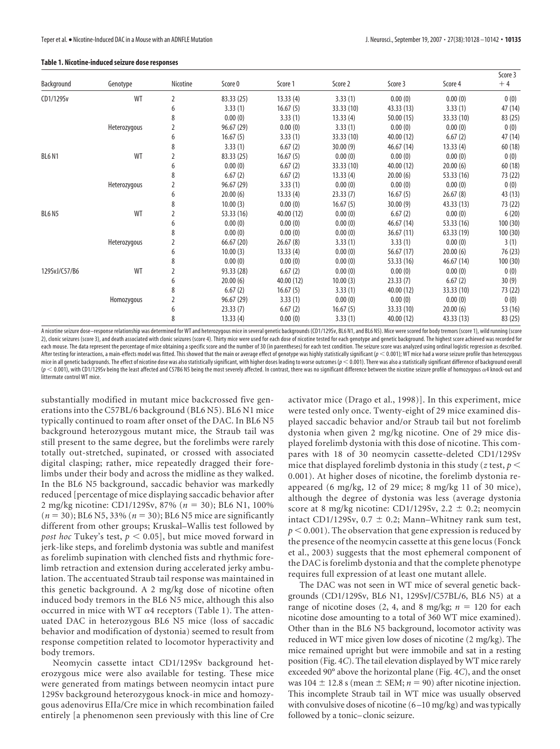**Table 1. Nicotine-induced seizure dose responses**

| Background | Genotype | Nicotine | Score 0 | Score 1 | Score 2 | Score 3 | Score 4 | Score 3 + 4 |
|---|---|---|---|---|---|---|---|---|
| CD1/129Sv | WT | 2 | 83.33 (25) | 13.33 (4) | 3.33 (1) | 0.00 (0) | 0.00 (0) | 0 (0) |
| | | 6 | 3.33 (1) | 16.67 (5) | 33.33 (10) | 43.33 (13) | 3.33 (1) | 47 (14) |
| | | 8 | 0.00 (0) | 3.33 (1) | 13.33 (4) | 50.00 (15) | 33.33 (10) | 83 (25) |
| | Heterozygous | 2 | 96.67 (29) | 0.00 (0) | 3.33 (1) | 0.00 (0) | 0.00 (0) | 0 (0) |
| | | 6 | 16.67 (5) | 3.33 (1) | 33.33 (10) | 40.00 (12) | 6.67 (2) | 47 (14) |
| | | 8 | 3.33 (1) | 6.67 (2) | 30.00 (9) | 46.67 (14) | 13.33 (4) | 60 (18) |
| BL6 N1 | WT | 2 | 83.33 (25) | 16.67 (5) | 0.00 (0) | 0.00 (0) | 0.00 (0) | 0 (0) |
| | | 6 | 0.00 (0) | 6.67 (2) | 33.33 (10) | 40.00 (12) | 20.00 (6) | 60 (18) |
| | | 8 | 6.67 (2) | 6.67 (2) | 13.33 (4) | 20.00 (6) | 53.33 (16) | 73 (22) |
| | Heterozygous | 2 | 96.67 (29) | 3.33 (1) | 0.00 (0) | 0.00 (0) | 0.00 (0) | 0 (0) |
| | | 6 | 20.00 (6) | 13.33 (4) | 23.33 (7) | 16.67 (5) | 26.67 (8) | 43 (13) |
| | | 8 | 10.00 (3) | 0.00 (0) | 16.67 (5) | 30.00 (9) | 43.33 (13) | 73 (22) |
| BL6 N5 | WT | 2 | 53.33 (16) | 40.00 (12) | 0.00 (0) | 6.67 (2) | 0.00 (0) | 6 (20) |
| | | 6 | 0.00 (0) | 0.00 (0) | 0.00 (0) | 46.67 (14) | 53.33 (16) | 100 (30) |
| | | 8 | 0.00 (0) | 0.00 (0) | 0.00 (0) | 36.67 (11) | 63.33 (19) | 100 (30) |
| | Heterozygous | 2 | 66.67 (20) | 26.67 (8) | 3.33 (1) | 3.33 (1) | 0.00 (0) | 3 (1) |
| | | 6 | 10.00 (3) | 13.33 (4) | 0.00 (0) | 56.67 (17) | 20.00 (6) | 76 (23) |
| | | 8 | 0.00 (0) | 0.00 (0) | 0.00 (0) | 53.33 (16) | 46.67 (14) | 100 (30) |
| 129SvJ/C57/B6 | WT | 2 | 93.33 (28) | 6.67 (2) | 0.00 (0) | 0.00 (0) | 0.00 (0) | 0 (0) |
| | | 6 | 20.00 (6) | 40.00 (12) | 10.00 (3) | 23.33 (7) | 6.67 (2) | 30 (9) |
| | | 8 | 6.67 (2) | 16.67 (5) | 3.33 (1) | 40.00 (12) | 33.33 (10) | 73 (22) |
| | Homozygous | 2 | 96.67 (29) | 3.33 (1) | 0.00 (0) | 0.00 (0) | 0.00 (0) | 0 (0) |
| | | 6 | 23.33 (7) | 6.67 (2) | 16.67 (5) | 33.33 (10) | 20.00 (6) | 53 (16) |
| | | 8 | 13.33 (4) | 0.00 (0) | 3.33 (1) | 40.00 (12) | 43.33 (13) | 83 (25) |

A nicotine seizure dose–response relationship was determined for WT and heterozygous mice in several genetic backgrounds (CD1/129Sv, BL6 N1, and BL6 N5). Mice were scored for body tremors (score 1), wild running (score 2), clonic seizures (score 3), and death associated with clonic seizures (score 4). Thirty mice were used for each dose of nicotine tested for each genotype and genetic background. The highest score achieved was recorded for each mouse. The data represent the percentage of mice obtaining a specific score and the number of 30 (in parentheses) for each test condition. The seizure score was analyzed using ordinal logistic regression as described. After testing for interactions, a main-effects model was fitted. This showed that the main or average effect of genotype was highly statistically significant ($p < 0.001$); WT mice had a worse seizure profile than heterozygous mice in all genetic backgrounds. The effect of nicotine dose was also statistically significant, with higher doses leading to worse outcomes ($p < 0.001$). There was also a statistically significant difference of background overall ($p < 0.001$), with CD1/129Sv being the least affected and C57B6 N5 being the most severely affected. In contrast, there was no significant difference between the nicotine seizure profile of homozygous α4 knock-out and littermate control WT mice.

substantially modified in mutant mice backcrossed five generations into the C57BL/6 background (BL6 N5). BL6 N1 mice typically continued to roam after onset of the DAC. In BL6 N5 background heterozygous mutant mice, the Straub tail was still present to the same degree, but the forelimbs were rarely totally out-stretched, supinated, or crossed with associated digital clasping; rather, mice repeatedly dragged their forelimbs under their body and across the midline as they walked. In the BL6 N5 background, saccadic behavior was markedly reduced [percentage of mice displaying saccadic behavior after 2 mg/kg nicotine: CD1/129Sv, 87% ($n = 30$); BL6 N1, 100% ($n = 30$); BL6 N5, 33% ($n = 30$); BL6 N5 mice are significantly different from other groups; Kruskal–Wallis test followed by *post hoc* Tukey's test, $p < 0.05$], but mice moved forward in jerk-like steps, and forelimb dystonia was subtle and manifest as forelimb supination with clenched fists and rhythmic forelimb retraction and extension during accelerated jerky ambulation. The accentuated Straub tail response was maintained in this genetic background. A 2 mg/kg dose of nicotine often induced body tremors in the BL6 N5 mice, although this also occurred in mice with WT α4 receptors (Table 1). The attenuated DAC in heterozygous BL6 N5 mice (loss of saccadic behavior and modification of dystonia) seemed to result from response competition related to locomotor hyperactivity and body tremors.

Neomycin cassette intact CD1/129Sv background heterozygous mice were also available for testing. These mice were generated from matings between neomycin intact pure 129Sv background heterozygous knock-in mice and homozygous adenovirus EIIa/Cre mice in which recombination failed entirely [a phenomenon seen previously with this line of Cre activator mice (Drago et al., 1998)]. In this experiment, mice were tested only once. Twenty-eight of 29 mice examined displayed saccadic behavior and/or Straub tail but not forelimb dystonia when given 2 mg/kg nicotine. One of 29 mice displayed forelimb dystonia with this dose of nicotine. This compares with 18 of 30 neomycin cassette-deleted CD1/129Sv mice that displayed forelimb dystonia in this study (*z* test, $p < 0.001$). At higher doses of nicotine, the forelimb dystonia reappeared (6 mg/kg, 12 of 29 mice; 8 mg/kg 11 of 30 mice), although the degree of dystonia was less (average dystonia score at 8 mg/kg nicotine: CD1/129Sv, $2.2 \pm 0.2$; neomycin intact CD1/129Sv, $0.7 \pm 0.2$; Mann–Whitney rank sum test, $p < 0.001$). The observation that gene expression is reduced by the presence of the neomycin cassette at this gene locus (Fonck et al., 2003) suggests that the most ephemeral component of the DAC is forelimb dystonia and that the complete phenotype requires full expression of at least one mutant allele.

The DAC was not seen in WT mice of several genetic backgrounds (CD1/129Sv, BL6 N1, 129SvJ/C57BL/6, BL6 N5) at a range of nicotine doses (2, 4, and 8 mg/kg; $n = 120$ for each nicotine dose amounting to a total of 360 WT mice examined). Other than in the BL6 N5 background, locomotor activity was reduced in WT mice given low doses of nicotine (2 mg/kg). The mice remained upright but were immobile and sat in a resting position (Fig. 4*C*). The tail elevation displayed by WT mice rarely exceeded 90° above the horizontal plane (Fig. 4*C*), and the onset was $104 \pm 12.8$ s (mean ± SEM; $n = 90$) after nicotine injection. This incomplete Straub tail in WT mice was usually observed with convulsive doses of nicotine (6–10 mg/kg) and was typically followed by a tonic–clonic seizure.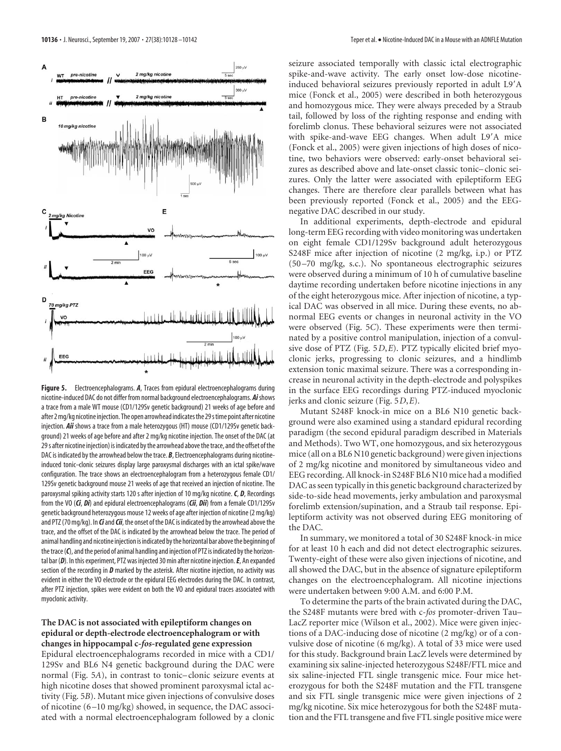**Figure 5.** Electroencephalograms. ***A***, Traces from epidural electroencephalograms during nicotine-induced DAC do not differ from normal background electroencephalograms. ***Ai*** shows a trace from a male WT mouse (CD1/129Sv genetic background) 21 weeks of age before and after 2 mg/kg nicotine injection. The open arrowhead indicates the 29 s time point after nicotine injection. ***Aii*** shows a trace from a male heterozygous (HT) mouse (CD1/129Sv genetic background) 21 weeks of age before and after 2 mg/kg nicotine injection. The onset of the DAC (at 29 s after nicotine injection) is indicated by the arrowhead above the trace, and the offset of the DAC is indicated by the arrowhead below the trace. ***B***, Electroencephalograms during nicotine-induced tonic–clonic seizures display large paroxysmal discharges with an ictal spike/wave configuration. The trace shows an electroencephalogram from a heterozygous female CD1/129Sv genetic background mouse 21 weeks of age that received an injection of nicotine. The paroxysmal spiking activity starts 120 s after injection of 10 mg/kg nicotine. ***C***, ***D***, Recordings from the VO (***Ci***, ***Di***) and epidural electroencephalograms (***Cii***, ***Dii***) from a female CD1/129Sv genetic background heterozygous mouse 12 weeks of age after injection of nicotine (2 mg/kg) and PTZ (70 mg/kg). In ***Ci*** and ***Cii***, the onset of the DAC is indicated by the arrowhead above the trace, and the offset of the DAC is indicated by the arrowhead below the trace. The period of animal handling and nicotine injection is indicated by the horizontal bar above the beginning of the trace (***C***), and the period of animal handling and injection of PTZ is indicated by the horizontal bar (***D***). In this experiment, PTZ was injected 30 min after nicotine injection. ***E***, An expanded section of the recording in ***D*** marked by the asterisk. After nicotine injection, no activity was evident in either the VO electrode or the epidural EEG electrodes during the DAC. In contrast, after PTZ injection, spikes were evident on both the VO and epidural traces associated with myoclonic activity.

### The DAC is not associated with epileptiform changes on epidural or depth-electrode electroencephalogram or with changes in hippocampal c-*fos*-regulated gene expression

Epidural electroencephalograms recorded in mice with a CD1/129Sv and BL6 N4 genetic background during the DAC were normal (Fig. 5*A*), in contrast to tonic–clonic seizure events at high nicotine doses that showed prominent paroxysmal ictal activity (Fig. 5*B*). Mutant mice given injections of convulsive doses of nicotine (6–10 mg/kg) showed, in sequence, the DAC associated with a normal electroencephalogram followed by a clonic seizure associated temporally with classic ictal electrographic spike-and-wave activity. The early onset low-dose nicotine-induced behavioral seizures previously reported in adult L9′A mice (Fonck et al., 2005) were described in both heterozygous and homozygous mice. They were always preceded by a Straub tail, followed by loss of the righting response and ending with forelimb clonus. These behavioral seizures were not associated with spike-and-wave EEG changes. When adult L9′A mice (Fonck et al., 2005) were given injections of high doses of nicotine, two behaviors were observed: early-onset behavioral seizures as described above and late-onset classic tonic–clonic seizures. Only the latter were associated with epileptiform EEG changes. There are therefore clear parallels between what has been previously reported (Fonck et al., 2005) and the EEG-negative DAC described in our study.

In additional experiments, depth-electrode and epidural long-term EEG recording with video monitoring was undertaken on eight female CD1/129Sv background adult heterozygous S248F mice after injection of nicotine (2 mg/kg, i.p.) or PTZ (50–70 mg/kg, s.c.). No spontaneous electrographic seizures were observed during a minimum of 10 h of cumulative baseline daytime recording undertaken before nicotine injections in any of the eight heterozygous mice. After injection of nicotine, a typical DAC was observed in all mice. During these events, no abnormal EEG events or changes in neuronal activity in the VO were observed (Fig. 5*C*). These experiments were then terminated by a positive control manipulation, injection of a convulsive dose of PTZ (Fig. 5*D*,*E*). PTZ typically elicited brief myoclonic jerks, progressing to clonic seizures, and a hindlimb extension tonic maximal seizure. There was a corresponding increase in neuronal activity in the depth-electrode and polyspikes in the surface EEG recordings during PTZ-induced myoclonic jerks and clonic seizure (Fig. 5*D*,*E*).

Mutant S248F knock-in mice on a BL6 N10 genetic background were also examined using a standard epidural recording paradigm (the second epidural paradigm described in Materials and Methods). Two WT, one homozygous, and six heterozygous mice (all on a BL6 N10 genetic background) were given injections of 2 mg/kg nicotine and monitored by simultaneous video and EEG recording. All knock-in S248F BL6 N10 mice had a modified DAC as seen typically in this genetic background characterized by side-to-side head movements, jerky ambulation and paroxysmal forelimb extension/supination, and a Straub tail response. Epileptiform activity was not observed during EEG monitoring of the DAC.

In summary, we monitored a total of 30 S248F knock-in mice for at least 10 h each and did not detect electrographic seizures. Twenty-eight of these were also given injections of nicotine, and all showed the DAC, but in the absence of signature epileptiform changes on the electroencephalogram. All nicotine injections were undertaken between 9:00 A.M. and 6:00 P.M.

To determine the parts of the brain activated during the DAC, the S248F mutants were bred with c-*fos* promoter-driven Tau–LacZ reporter mice (Wilson et al., 2002). Mice were given injections of a DAC-inducing dose of nicotine (2 mg/kg) or of a convulsive dose of nicotine (6 mg/kg). A total of 33 mice were used for this study. Background brain LacZ levels were determined by examining six saline-injected heterozygous S248F/FTL mice and six saline-injected FTL single transgenic mice. Four mice heterozygous for both the S248F mutation and the FTL transgene and six FTL single transgenic mice were given injections of 2 mg/kg nicotine. Six mice heterozygous for both the S248F mutation and the FTL transgene and five FTL single positive mice were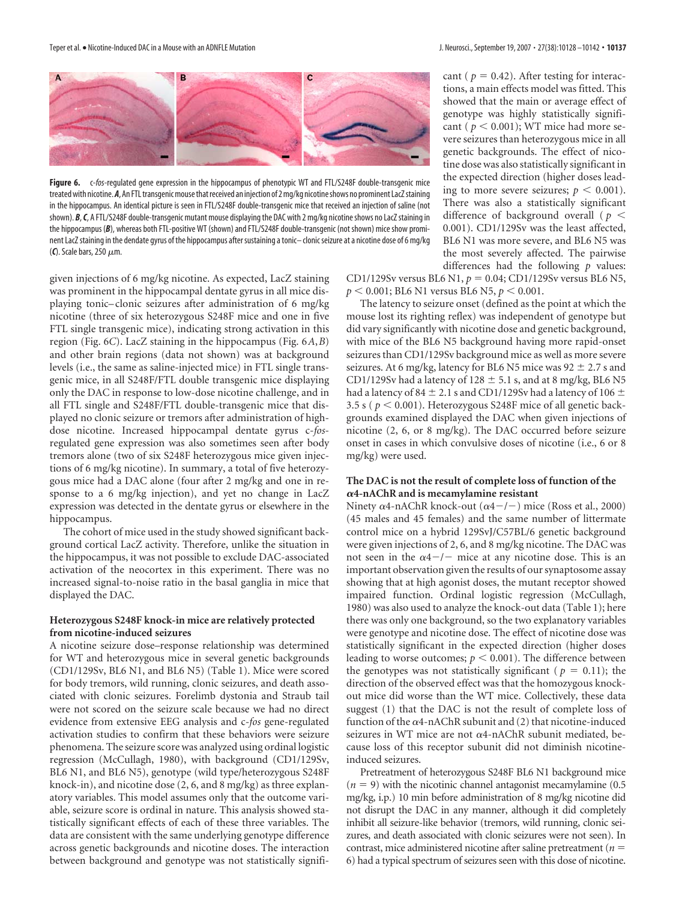**Figure 6.** *c-fos*-regulated gene expression in the hippocampus of phenotypic WT and FTL/S248F double-transgenic mice treated with nicotine. ***A***, An FTL transgenic mouse that received an injection of 2 mg/kg nicotine shows no prominent LacZ staining in the hippocampus. An identical picture is seen in FTL/S248F double-transgenic mice that received an injection of saline (not shown). ***B***, ***C***, A FTL/S248F double-transgenic mutant mouse displaying the DAC with 2 mg/kg nicotine shows no LacZ staining in the hippocampus (***B***), whereas both FTL-positive WT (shown) and FTL/S248F double-transgenic (not shown) mice show prominent LacZ staining in the dendate gyrus of the hippocampus after sustaining a tonic–clonic seizure at a nicotine dose of 6 mg/kg (***C***). Scale bars, 250 μm.

given injections of 6 mg/kg nicotine. As expected, LacZ staining was prominent in the hippocampal dentate gyrus in all mice displaying tonic–clonic seizures after administration of 6 mg/kg nicotine (three of six heterozygous S248F mice and one in five FTL single transgenic mice), indicating strong activation in this region (Fig. 6*C*). LacZ staining in the hippocampus (Fig. 6*A*,*B*) and other brain regions (data not shown) was at background levels (i.e., the same as saline-injected mice) in FTL single transgenic mice, in all S248F/FTL double transgenic mice displaying only the DAC in response to low-dose nicotine challenge, and in all FTL single and S248F/FTL double-transgenic mice that displayed no clonic seizure or tremors after administration of high-dose nicotine. Increased hippocampal dentate gyrus *c-fos*-regulated gene expression was also sometimes seen after body tremors alone (two of six S248F heterozygous mice given injections of 6 mg/kg nicotine). In summary, a total of five heterozygous mice had a DAC alone (four after 2 mg/kg and one in response to a 6 mg/kg injection), and yet no change in LacZ expression was detected in the dentate gyrus or elsewhere in the hippocampus.

The cohort of mice used in the study showed significant background cortical LacZ activity. Therefore, unlike the situation in the hippocampus, it was not possible to exclude DAC-associated activation of the neocortex in this experiment. There was no increased signal-to-noise ratio in the basal ganglia in mice that displayed the DAC.

### Heterozygous S248F knock-in mice are relatively protected from nicotine-induced seizures

A nicotine seizure dose–response relationship was determined for WT and heterozygous mice in several genetic backgrounds (CD1/129Sv, BL6 N1, and BL6 N5) (Table 1). Mice were scored for body tremors, wild running, clonic seizures, and death associated with clonic seizures. Forelimb dystonia and Straub tail were not scored on the seizure scale because we had no direct evidence from extensive EEG analysis and *c-fos* gene-regulated activation studies to confirm that these behaviors were seizure phenomena. The seizure score was analyzed using ordinal logistic regression (McCullagh, 1980), with background (CD1/129Sv, BL6 N1, and BL6 N5), genotype (wild type/heterozygous S248F knock-in), and nicotine dose (2, 6, and 8 mg/kg) as three explanatory variables. This model assumes only that the outcome variable, seizure score is ordinal in nature. This analysis showed statistically significant effects of each of these three variables. The data are consistent with the same underlying genotype difference across genetic backgrounds and nicotine doses. The interaction between background and genotype was not statistically significant ($p = 0.42$). After testing for interactions, a main effects model was fitted. This showed that the main or average effect of genotype was highly statistically significant ($p < 0.001$); WT mice had more severe seizures than heterozygous mice in all genetic backgrounds. The effect of nicotine dose was also statistically significant in the expected direction (higher doses leading to more severe seizures; $p < 0.001$). There was also a statistically significant difference of background overall ($p < 0.001$). CD1/129Sv was the least affected, BL6 N1 was more severe, and BL6 N5 was the most severely affected. The pairwise differences had the following $p$ values: CD1/129Sv versus BL6 N1, $p = 0.04$; CD1/129Sv versus BL6 N5, $p < 0.001$; BL6 N1 versus BL6 N5, $p < 0.001$.

The latency to seizure onset (defined as the point at which the mouse lost its righting reflex) was independent of genotype but did vary significantly with nicotine dose and genetic background, with mice of the BL6 N5 background having more rapid-onset seizures than CD1/129Sv background mice as well as more severe seizures. At 6 mg/kg, latency for BL6 N5 mice was $92 \pm 2.7$ s and CD1/129Sv had a latency of $128 \pm 5.1$ s, and at 8 mg/kg, BL6 N5 had a latency of $84 \pm 2.1$ s and CD1/129Sv had a latency of $106 \pm 3.5$ s ($p < 0.001$). Heterozygous S248F mice of all genetic backgrounds examined displayed the DAC when given injections of nicotine (2, 6, or 8 mg/kg). The DAC occurred before seizure onset in cases in which convulsive doses of nicotine (i.e., 6 or 8 mg/kg) were used.

### The DAC is not the result of complete loss of function of the α4-nAChR and is mecamylamine resistant

Ninety α4-nAChR knock-out (α4−/−) mice (Ross et al., 2000) (45 males and 45 females) and the same number of littermate control mice on a hybrid 129SvJ/C57BL/6 genetic background were given injections of 2, 6, and 8 mg/kg nicotine. The DAC was not seen in the α4−/− mice at any nicotine dose. This is an important observation given the results of our synaptosome assay showing that at high agonist doses, the mutant receptor showed impaired function. Ordinal logistic regression (McCullagh, 1980) was also used to analyze the knock-out data (Table 1); here there was only one background, so the two explanatory variables were genotype and nicotine dose. The effect of nicotine dose was statistically significant in the expected direction (higher doses leading to worse outcomes; $p < 0.001$). The difference between the genotypes was not statistically significant ($p = 0.11$); the direction of the observed effect was that the homozygous knockout mice did worse than the WT mice. Collectively, these data suggest (1) that the DAC is not the result of complete loss of function of the α4-nAChR subunit and (2) that nicotine-induced seizures in WT mice are not α4-nAChR subunit mediated, because loss of this receptor subunit did not diminish nicotine-induced seizures.

Pretreatment of heterozygous S248F BL6 N1 background mice ($n = 9$) with the nicotinic channel antagonist mecamylamine (0.5 mg/kg, i.p.) 10 min before administration of 8 mg/kg nicotine did not disrupt the DAC in any manner, although it did completely inhibit all seizure-like behavior (tremors, wild running, clonic seizures, and death associated with clonic seizures were not seen). In contrast, mice administered nicotine after saline pretreatment ($n = 6$) had a typical spectrum of seizures seen with this dose of nicotine.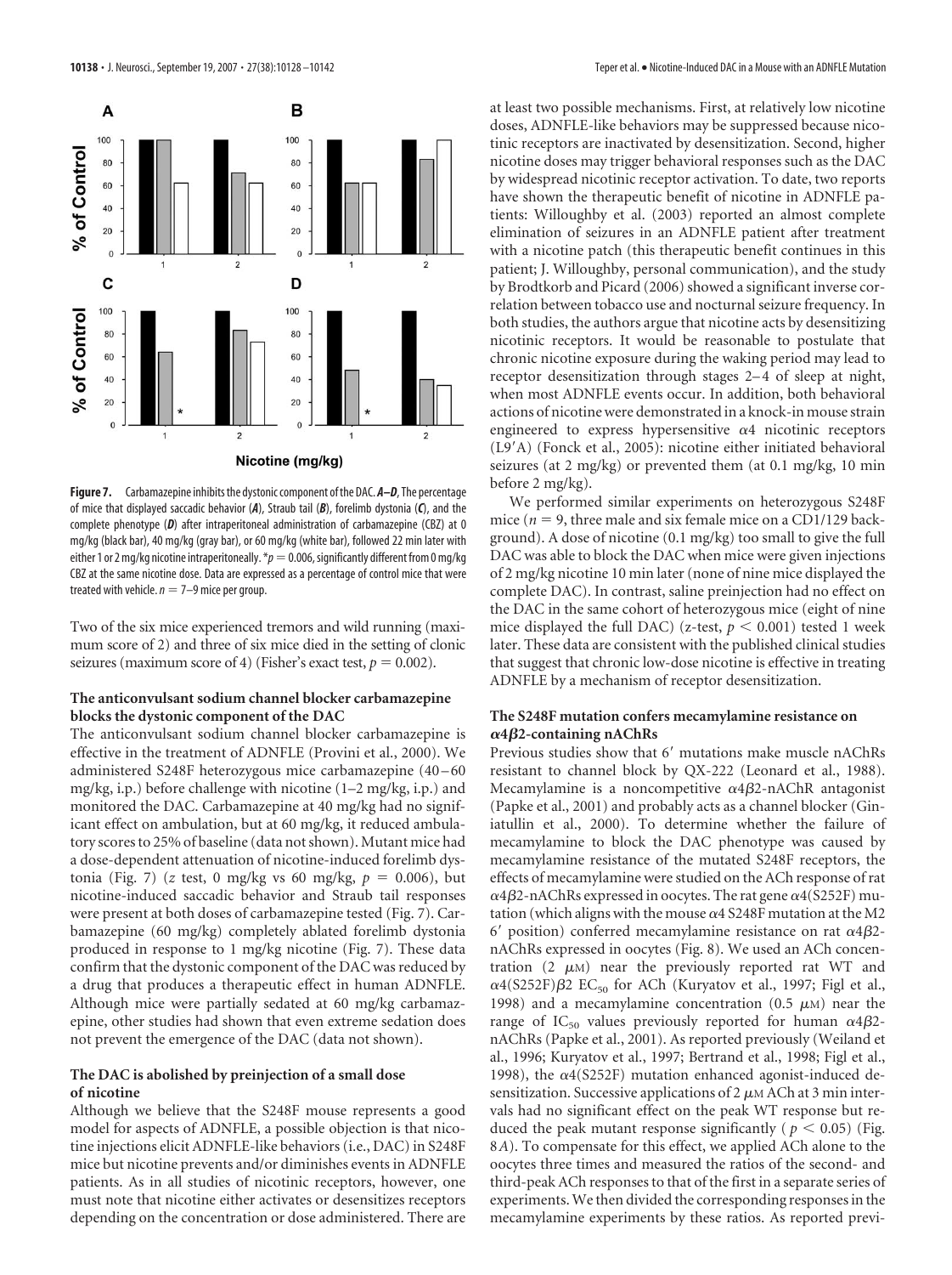**Figure 7.** Carbamazepine inhibits the dystonic component of the DAC. ***A–D***, The percentage of mice that displayed saccadic behavior (***A***), Straub tail (***B***), forelimb dystonia (***C***), and the complete phenotype (***D***) after intraperitoneal administration of carbamazepine (CBZ) at 0 mg/kg (black bar), 40 mg/kg (gray bar), or 60 mg/kg (white bar), followed 22 min later with either 1 or 2 mg/kg nicotine intraperitoneally. $^{*}p = 0.006$, significantly different from 0 mg/kg CBZ at the same nicotine dose. Data are expressed as a percentage of control mice that were treated with vehicle. $n = 7$–$9$ mice per group.

Two of the six mice experienced tremors and wild running (maximum score of 2) and three of six mice died in the setting of clonic seizures (maximum score of 4) (Fisher's exact test, $p = 0.002$).

### The anticonvulsant sodium channel blocker carbamazepine blocks the dystonic component of the DAC

The anticonvulsant sodium channel blocker carbamazepine is effective in the treatment of ADNFLE (Provini et al., 2000). We administered S248F heterozygous mice carbamazepine (40–60 mg/kg, i.p.) before challenge with nicotine (1–2 mg/kg, i.p.) and monitored the DAC. Carbamazepine at 40 mg/kg had no significant effect on ambulation, but at 60 mg/kg, it reduced ambulatory scores to 25% of baseline (data not shown). Mutant mice had a dose-dependent attenuation of nicotine-induced forelimb dystonia (Fig. 7) (*z* test, 0 mg/kg vs 60 mg/kg, $p = 0.006$), but nicotine-induced saccadic behavior and Straub tail responses were present at both doses of carbamazepine tested (Fig. 7). Carbamazepine (60 mg/kg) completely ablated forelimb dystonia produced in response to 1 mg/kg nicotine (Fig. 7). These data confirm that the dystonic component of the DAC was reduced by a drug that produces a therapeutic effect in human ADNFLE. Although mice were partially sedated at 60 mg/kg carbamazepine, other studies had shown that even extreme sedation does not prevent the emergence of the DAC (data not shown).

### The DAC is abolished by preinjection of a small dose of nicotine

Although we believe that the S248F mouse represents a good model for aspects of ADNFLE, a possible objection is that nicotine injections elicit ADNFLE-like behaviors (i.e., DAC) in S248F mice but nicotine prevents and/or diminishes events in ADNFLE patients. As in all studies of nicotinic receptors, however, one must note that nicotine either activates or desensitizes receptors depending on the concentration or dose administered. There are at least two possible mechanisms. First, at relatively low nicotine doses, ADNFLE-like behaviors may be suppressed because nicotinic receptors are inactivated by desensitization. Second, higher nicotine doses may trigger behavioral responses such as the DAC by widespread nicotinic receptor activation. To date, two reports have shown the therapeutic benefit of nicotine in ADNFLE patients: Willoughby et al. (2003) reported an almost complete elimination of seizures in an ADNFLE patient after treatment with a nicotine patch (this therapeutic benefit continues in this patient; J. Willoughby, personal communication), and the study by Brodtkorb and Picard (2006) showed a significant inverse correlation between tobacco use and nocturnal seizure frequency. In both studies, the authors argue that nicotine acts by desensitizing nicotinic receptors. It would be reasonable to postulate that chronic nicotine exposure during the waking period may lead to receptor desensitization through stages 2–4 of sleep at night, when most ADNFLE events occur. In addition, both behavioral actions of nicotine were demonstrated in a knock-in mouse strain engineered to express hypersensitive $\alpha 4$ nicotinic receptors (L9′A) (Fonck et al., 2005): nicotine either initiated behavioral seizures (at 2 mg/kg) or prevented them (at 0.1 mg/kg, 10 min before 2 mg/kg).

We performed similar experiments on heterozygous S248F mice ($n = 9$, three male and six female mice on a CD1/129 background). A dose of nicotine (0.1 mg/kg) too small to give the full DAC was able to block the DAC when mice were given injections of 2 mg/kg nicotine 10 min later (none of nine mice displayed the complete DAC). In contrast, saline preinjection had no effect on the DAC in the same cohort of heterozygous mice (eight of nine mice displayed the full DAC) (*z*-test, $p < 0.001$) tested 1 week later. These data are consistent with the published clinical studies that suggest that chronic low-dose nicotine is effective in treating ADNFLE by a mechanism of receptor desensitization.

### The S248F mutation confers mecamylamine resistance on $\alpha 4\beta 2$-containing nAChRs

Previous studies show that 6′ mutations make muscle nAChRs resistant to channel block by QX-222 (Leonard et al., 1988). Mecamylamine is a noncompetitive $\alpha 4\beta 2$-nAChR antagonist (Papke et al., 2001) and probably acts as a channel blocker (Giniatullin et al., 2000). To determine whether the failure of mecamylamine to block the DAC phenotype was caused by mecamylamine resistance of the mutated S248F receptors, the effects of mecamylamine were studied on the ACh response of rat $\alpha 4\beta 2$-nAChRs expressed in oocytes. The rat gene $\alpha 4$(S252F) mutation (which aligns with the mouse $\alpha 4$ S248F mutation at the M2 6′ position) conferred mecamylamine resistance on rat $\alpha 4\beta 2$-nAChRs expressed in oocytes (Fig. 8). We used an ACh concentration (2 $\mu$M) near the previously reported rat WT and $\alpha 4$(S252F)$\beta 2$ $EC_{50}$ for ACh (Kuryatov et al., 1997; Figl et al., 1998) and a mecamylamine concentration (0.5 $\mu$M) near the range of $IC_{50}$ values previously reported for human $\alpha 4\beta 2$-nAChRs (Papke et al., 2001). As reported previously (Weiland et al., 1996; Kuryatov et al., 1997; Bertrand et al., 1998; Figl et al., 1998), the $\alpha 4$(S252F) mutation enhanced agonist-induced desensitization. Successive applications of 2 $\mu$M ACh at 3 min intervals had no significant effect on the peak WT response but reduced the peak mutant response significantly ($p < 0.05$) (Fig. 8*A*). To compensate for this effect, we applied ACh alone to the oocytes three times and measured the ratios of the second- and third-peak ACh responses to that of the first in a separate series of experiments. We then divided the corresponding responses in the mecamylamine experiments by these ratios. As reported previ-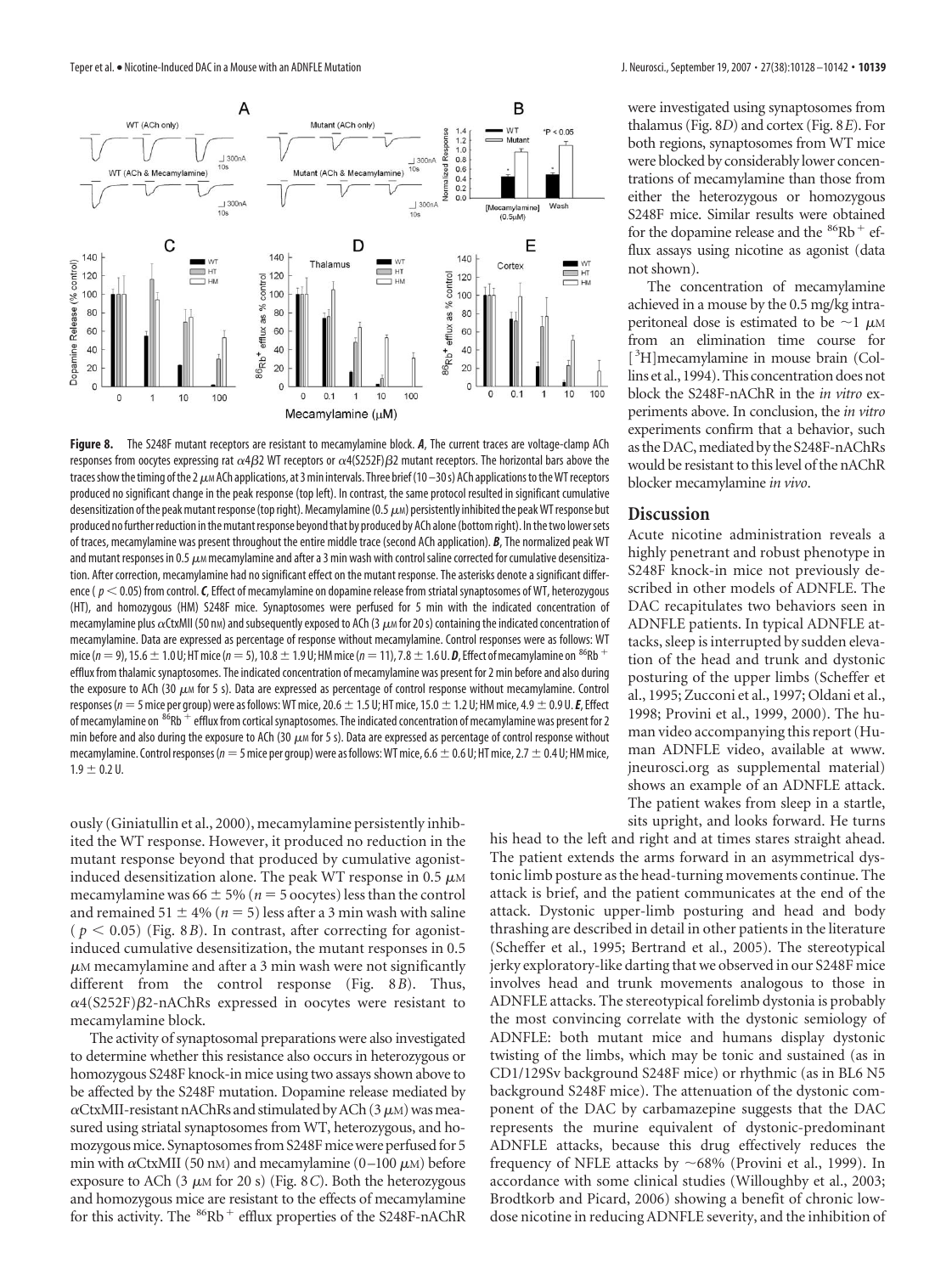**Figure 8.** The S248F mutant receptors are resistant to mecamylamine block. ***A***, The current traces are voltage-clamp ACh responses from oocytes expressing rat α4β2 WT receptors or α4(S252F)β2 mutant receptors. The horizontal bars above the traces show the timing of the 2 μM ACh applications, at 3 min intervals. Three brief (10–30 s) ACh applications to the WT receptors produced no significant change in the peak response (top left). In contrast, the same protocol resulted in significant cumulative desensitization of the peak mutant response (top right). Mecamylamine (0.5 μM) persistently inhibited the peak WT response but produced no further reduction in the mutant response beyond that by produced by ACh alone (bottom right). In the two lower sets of traces, mecamylamine was present throughout the entire middle trace (second ACh application). ***B***, The normalized peak WT and mutant responses in 0.5 μM mecamylamine and after a 3 min wash with control saline corrected for cumulative desensitization. After correction, mecamylamine had no significant effect on the mutant response. The asterisks denote a significant difference ($p < 0.05$) from control. ***C***, Effect of mecamylamine on dopamine release from striatal synaptosomes of WT, heterozygous (HT), and homozygous (HM) S248F mice. Synaptosomes were perfused for 5 min with the indicated concentration of mecamylamine plus αCtxMII (50 nM) and subsequently exposed to ACh (3 μM for 20 s) containing the indicated concentration of mecamylamine. Data are expressed as percentage of response without mecamylamine. Control responses were as follows: WT mice ($n = 9$), 15.6 ± 1.0 U; HT mice ($n = 5$), 10.8 ± 1.9 U; HM mice ($n = 11$), 7.8 ± 1.6 U. ***D***, Effect of mecamylamine on $^{86}Rb^{+}$ efflux from thalamic synaptosomes. The indicated concentration of mecamylamine was present for 2 min before and also during the exposure to ACh (30 μM for 5 s). Data are expressed as percentage of control response without mecamylamine. Control responses ($n = 5$ mice per group) were as follows: WT mice, 20.6 ± 1.5 U; HT mice, 15.0 ± 1.2 U; HM mice, 4.9 ± 0.9 U. ***E***, Effect of mecamylamine on $^{86}Rb^{+}$ efflux from cortical synaptosomes. The indicated concentration of mecamylamine was present for 2 min before and also during the exposure to ACh (30 μM for 5 s). Data are expressed as percentage of control response without mecamylamine. Control responses ($n = 5$ mice per group) were as follows: WT mice, 6.6 ± 0.6 U; HT mice, 2.7 ± 0.4 U; HM mice, 1.9 ± 0.2 U.

ously (Giniatullin et al., 2000), mecamylamine persistently inhibited the WT response. However, it produced no reduction in the mutant response beyond that produced by cumulative agonist-induced desensitization alone. The peak WT response in 0.5 μM mecamylamine was 66 ± 5% ($n = 5$ oocytes) less than the control and remained 51 ± 4% ($n = 5$) less after a 3 min wash with saline ($p < 0.05$) (Fig. 8*B*). In contrast, after correcting for agonist-induced cumulative desensitization, the mutant responses in 0.5 μM mecamylamine and after a 3 min wash were not significantly different from the control response (Fig. 8*B*). Thus, α4(S252F)β2-nAChRs expressed in oocytes were resistant to mecamylamine block.

The activity of synaptosomal preparations were also investigated to determine whether this resistance also occurs in heterozygous or homozygous S248F knock-in mice using two assays shown above to be affected by the S248F mutation. Dopamine release mediated by αCtxMII-resistant nAChRs and stimulated by ACh (3 μM) was measured using striatal synaptosomes from WT, heterozygous, and homozygous mice. Synaptosomes from S248F mice were perfused for 5 min with αCtxMII (50 nM) and mecamylamine (0–100 μM) before exposure to ACh (3 μM for 20 s) (Fig. 8*C*). Both the heterozygous and homozygous mice are resistant to the effects of mecamylamine for this activity. The $^{86}Rb^{+}$ efflux properties of the S248F-nAChR were investigated using synaptosomes from thalamus (Fig. 8*D*) and cortex (Fig. 8*E*). For both regions, synaptosomes from WT mice were blocked by considerably lower concentrations of mecamylamine than those from either the heterozygous or homozygous S248F mice. Similar results were obtained for the dopamine release and the $^{86}Rb^{+}$ efflux assays using nicotine as agonist (data not shown).

The concentration of mecamylamine achieved in a mouse by the 0.5 mg/kg intraperitoneal dose is estimated to be ~1 μM from an elimination time course for [$^{3}$H]mecamylamine in mouse brain (Collins et al., 1994). This concentration does not block the S248F-nAChR in the *in vitro* experiments above. In conclusion, the *in vitro* experiments confirm that a behavior, such as the DAC, mediated by the S248F-nAChRs would be resistant to this level of the nAChR blocker mecamylamine *in vivo*.

## Discussion

Acute nicotine administration reveals a highly penetrant and robust phenotype in S248F knock-in mice not previously described in other models of ADNFLE. The DAC recapitulates two behaviors seen in ADNFLE patients. In typical ADNFLE attacks, sleep is interrupted by sudden elevation of the head and trunk and dystonic posturing of the upper limbs (Scheffer et al., 1995; Zucconi et al., 1997; Oldani et al., 1998; Provini et al., 1999, 2000). The human video accompanying this report (Human ADNFLE video, available at www.jneurosci.org as supplemental material) shows an example of an ADNFLE attack. The patient wakes from sleep in a startle, sits upright, and looks forward. He turns his head to the left and right and at times stares straight ahead. The patient extends the arms forward in an asymmetrical dystonic limb posture as the head-turning movements continue. The attack is brief, and the patient communicates at the end of the attack. Dystonic upper-limb posturing and head and body thrashing are described in detail in other patients in the literature (Scheffer et al., 1995; Bertrand et al., 2005). The stereotypical jerky exploratory-like darting that we observed in our S248F mice involves head and trunk movements analogous to those in ADNFLE attacks. The stereotypical forelimb dystonia is probably the most convincing correlate with the dystonic semiology of ADNFLE: both mutant mice and humans display dystonic twisting of the limbs, which may be tonic and sustained (as in CD1/129Sv background S248F mice) or rhythmic (as in BL6 N5 background S248F mice). The attenuation of the dystonic component of the DAC by carbamazepine suggests that the DAC represents the murine equivalent of dystonic-predominant ADNFLE attacks, because this drug effectively reduces the frequency of NFLE attacks by ~68% (Provini et al., 1999). In accordance with some clinical studies (Willoughby et al., 2003; Brodtkorb and Picard, 2006) showing a benefit of chronic low-dose nicotine in reducing ADNFLE severity, and the inhibition of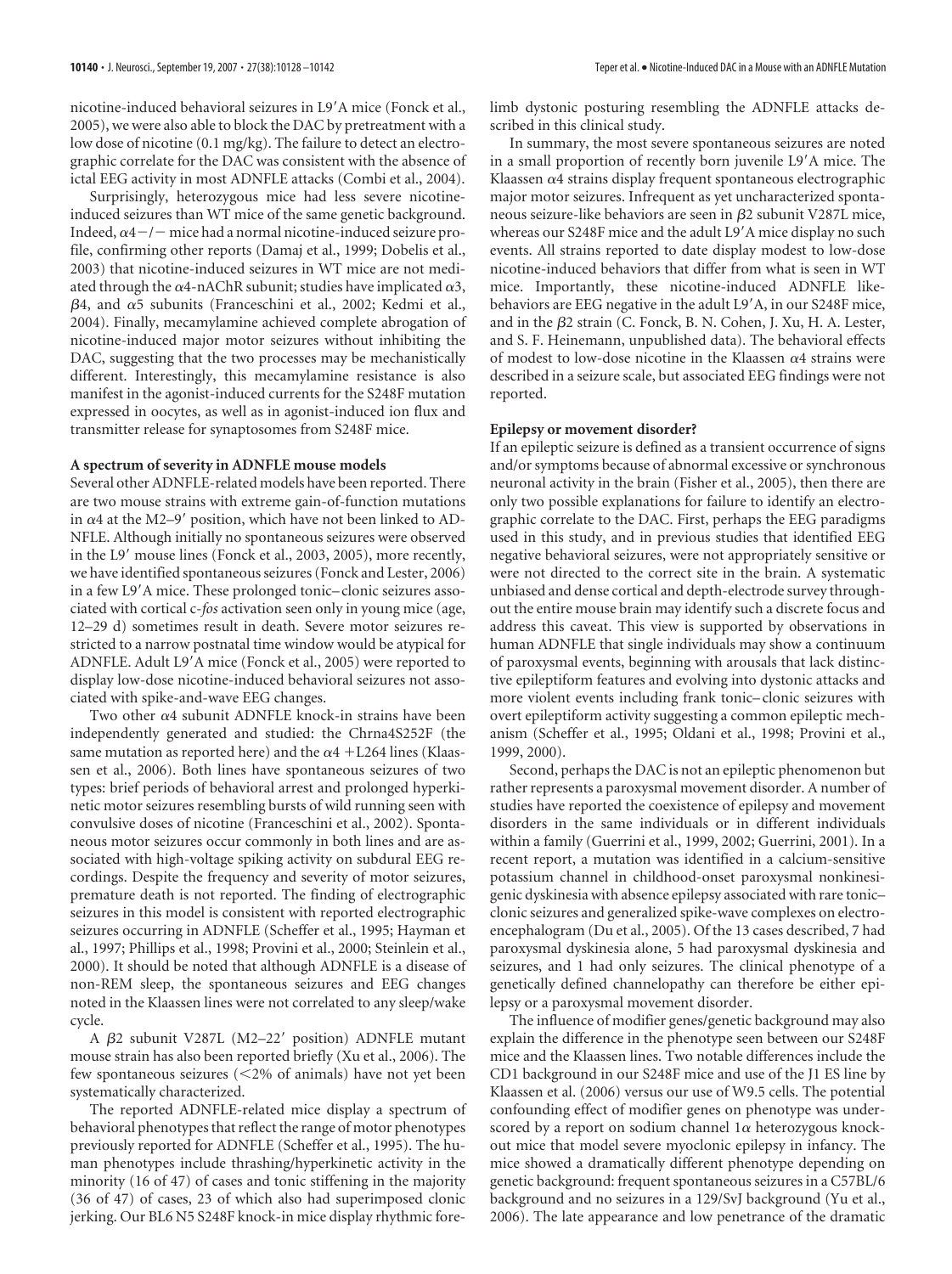nicotine-induced behavioral seizures in L9′A mice (Fonck et al., 2005), we were also able to block the DAC by pretreatment with a low dose of nicotine (0.1 mg/kg). The failure to detect an electrographic correlate for the DAC was consistent with the absence of ictal EEG activity in most ADNFLE attacks (Combi et al., 2004).

Surprisingly, heterozygous mice had less severe nicotine-induced seizures than WT mice of the same genetic background. Indeed, $\alpha4-/-$ mice had a normal nicotine-induced seizure profile, confirming other reports (Damaj et al., 1999; Dobelis et al., 2003) that nicotine-induced seizures in WT mice are not mediated through the $\alpha4$-nAChR subunit; studies have implicated $\alpha3$, $\beta4$, and $\alpha5$ subunits (Franceschini et al., 2002; Kedmi et al., 2004). Finally, mecamylamine achieved complete abrogation of nicotine-induced major motor seizures without inhibiting the DAC, suggesting that the two processes may be mechanistically different. Interestingly, this mecamylamine resistance is also manifest in the agonist-induced currents for the S248F mutation expressed in oocytes, as well as in agonist-induced ion flux and transmitter release for synaptosomes from S248F mice.

### A spectrum of severity in ADNFLE mouse models

Several other ADNFLE-related models have been reported. There are two mouse strains with extreme gain-of-function mutations in $\alpha4$ at the M2–9′ position, which have not been linked to ADNFLE. Although initially no spontaneous seizures were observed in the L9′ mouse lines (Fonck et al., 2003, 2005), more recently, we have identified spontaneous seizures (Fonck and Lester, 2006) in a few L9′A mice. These prolonged tonic–clonic seizures associated with cortical c-*fos* activation seen only in young mice (age, 12–29 d) sometimes result in death. Severe motor seizures restricted to a narrow postnatal time window would be atypical for ADNFLE. Adult L9′A mice (Fonck et al., 2005) were reported to display low-dose nicotine-induced behavioral seizures not associated with spike-and-wave EEG changes.

Two other $\alpha4$ subunit ADNFLE knock-in strains have been independently generated and studied: the Chrna4S252F (the same mutation as reported here) and the $\alpha4$ +L264 lines (Klaassen et al., 2006). Both lines have spontaneous seizures of two types: brief periods of behavioral arrest and prolonged hyperkinetic motor seizures resembling bursts of wild running seen with convulsive doses of nicotine (Franceschini et al., 2002). Spontaneous motor seizures occur commonly in both lines and are associated with high-voltage spiking activity on subdural EEG recordings. Despite the frequency and severity of motor seizures, premature death is not reported. The finding of electrographic seizures in this model is consistent with reported electrographic seizures occurring in ADNFLE (Scheffer et al., 1995; Hayman et al., 1997; Phillips et al., 1998; Provini et al., 2000; Steinlein et al., 2000). It should be noted that although ADNFLE is a disease of non-REM sleep, the spontaneous seizures and EEG changes noted in the Klaassen lines were not correlated to any sleep/wake cycle.

A $\beta2$ subunit V287L (M2–22′ position) ADNFLE mutant mouse strain has also been reported briefly (Xu et al., 2006). The few spontaneous seizures (<2% of animals) have not yet been systematically characterized.

The reported ADNFLE-related mice display a spectrum of behavioral phenotypes that reflect the range of motor phenotypes previously reported for ADNFLE (Scheffer et al., 1995). The human phenotypes include thrashing/hyperkinetic activity in the minority (16 of 47) of cases and tonic stiffening in the majority (36 of 47) of cases, 23 of which also had superimposed clonic jerking. Our BL6 N5 S248F knock-in mice display rhythmic forelimb dystonic posturing resembling the ADNFLE attacks described in this clinical study.

In summary, the most severe spontaneous seizures are noted in a small proportion of recently born juvenile L9′A mice. The Klaassen $\alpha4$ strains display frequent spontaneous electrographic major motor seizures. Infrequent as yet uncharacterized spontaneous seizure-like behaviors are seen in $\beta2$ subunit V287L mice, whereas our S248F mice and the adult L9′A mice display no such events. All strains reported to date display modest to low-dose nicotine-induced behaviors that differ from what is seen in WT mice. Importantly, these nicotine-induced ADNFLE like-behaviors are EEG negative in the adult L9′A, in our S248F mice, and in the $\beta2$ strain (C. Fonck, B. N. Cohen, J. Xu, H. A. Lester, and S. F. Heinemann, unpublished data). The behavioral effects of modest to low-dose nicotine in the Klaassen $\alpha4$ strains were described in a seizure scale, but associated EEG findings were not reported.

### Epilepsy or movement disorder?

If an epileptic seizure is defined as a transient occurrence of signs and/or symptoms because of abnormal excessive or synchronous neuronal activity in the brain (Fisher et al., 2005), then there are only two possible explanations for failure to identify an electrographic correlate to the DAC. First, perhaps the EEG paradigms used in this study, and in previous studies that identified EEG negative behavioral seizures, were not appropriately sensitive or were not directed to the correct site in the brain. A systematic unbiased and dense cortical and depth-electrode survey throughout the entire mouse brain may identify such a discrete focus and address this caveat. This view is supported by observations in human ADNFLE that single individuals may show a continuum of paroxysmal events, beginning with arousals that lack distinctive epileptiform features and evolving into dystonic attacks and more violent events including frank tonic–clonic seizures with overt epileptiform activity suggesting a common epileptic mechanism (Scheffer et al., 1995; Oldani et al., 1998; Provini et al., 1999, 2000).

Second, perhaps the DAC is not an epileptic phenomenon but rather represents a paroxysmal movement disorder. A number of studies have reported the coexistence of epilepsy and movement disorders in the same individuals or in different individuals within a family (Guerrini et al., 1999, 2002; Guerrini, 2001). In a recent report, a mutation was identified in a calcium-sensitive potassium channel in childhood-onset paroxysmal nonkinesigenic dyskinesia with absence epilepsy associated with rare tonic–clonic seizures and generalized spike-wave complexes on electroencephalogram (Du et al., 2005). Of the 13 cases described, 7 had paroxysmal dyskinesia alone, 5 had paroxysmal dyskinesia and seizures, and 1 had only seizures. The clinical phenotype of a genetically defined channelopathy can therefore be either epilepsy or a paroxysmal movement disorder.

The influence of modifier genes/genetic background may also explain the difference in the phenotype seen between our S248F mice and the Klaassen lines. Two notable differences include the CD1 background in our S248F mice and use of the J1 ES line by Klaassen et al. (2006) versus our use of W9.5 cells. The potential confounding effect of modifier genes on phenotype was underscored by a report on sodium channel $1\alpha$ heterozygous knockout mice that model severe myoclonic epilepsy in infancy. The mice showed a dramatically different phenotype depending on genetic background: frequent spontaneous seizures in a C57BL/6 background and no seizures in a 129/SvJ background (Yu et al., 2006). The late appearance and low penetrance of the dramatic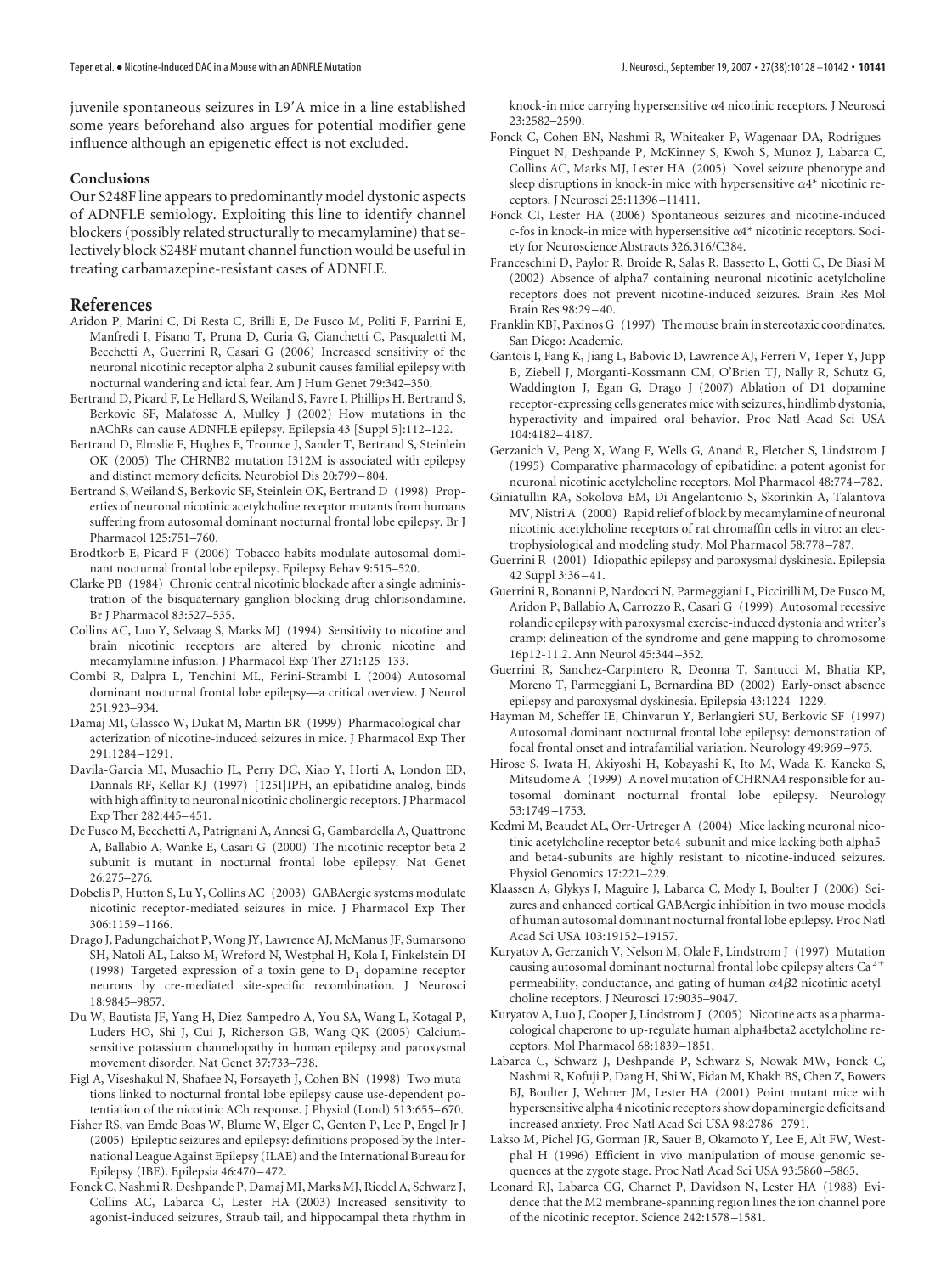juvenile spontaneous seizures in L9′A mice in a line established some years beforehand also argues for potential modifier gene influence although an epigenetic effect is not excluded.

## Conclusions

Our S248F line appears to predominantly model dystonic aspects of ADNFLE semiology. Exploiting this line to identify channel blockers (possibly related structurally to mecamylamine) that selectively block S248F mutant channel function would be useful in treating carbamazepine-resistant cases of ADNFLE.

## References

Aridon P, Marini C, Di Resta C, Brilli E, De Fusco M, Politi F, Parrini E, Manfredi I, Pisano T, Pruna D, Curia G, Cianchetti C, Pasqualetti M, Becchetti A, Guerrini R, Casari G (2006) Increased sensitivity of the neuronal nicotinic receptor alpha 2 subunit causes familial epilepsy with nocturnal wandering and ictal fear. Am J Hum Genet 79:342–350.

Bertrand D, Picard F, Le Hellard S, Weiland S, Favre I, Phillips H, Bertrand S, Berkovic SF, Malafosse A, Mulley J (2002) How mutations in the nAChRs can cause ADNFLE epilepsy. Epilepsia 43 [Suppl 5]:112–122.

Bertrand D, Elmslie F, Hughes E, Trounce J, Sander T, Bertrand S, Steinlein OK (2005) The CHRNB2 mutation I312M is associated with epilepsy and distinct memory deficits. Neurobiol Dis 20:799–804.

Bertrand S, Weiland S, Berkovic SF, Steinlein OK, Bertrand D (1998) Properties of neuronal nicotinic acetylcholine receptor mutants from humans suffering from autosomal dominant nocturnal frontal lobe epilepsy. Br J Pharmacol 125:751–760.

Brodtkorb E, Picard F (2006) Tobacco habits modulate autosomal dominant nocturnal frontal lobe epilepsy. Epilepsy Behav 9:515–520.

Clarke PB (1984) Chronic central nicotinic blockade after a single administration of the bisquaternary ganglion-blocking drug chlorisondamine. Br J Pharmacol 83:527–535.

Collins AC, Luo Y, Selvaag S, Marks MJ (1994) Sensitivity to nicotine and brain nicotinic receptors are altered by chronic nicotine and mecamylamine infusion. J Pharmacol Exp Ther 271:125–133.

Combi R, Dalpra L, Tenchini ML, Ferini-Strambi L (2004) Autosomal dominant nocturnal frontal lobe epilepsy—a critical overview. J Neurol 251:923–934.

Damaj MI, Glassco W, Dukat M, Martin BR (1999) Pharmacological characterization of nicotine-induced seizures in mice. J Pharmacol Exp Ther 291:1284–1291.

Davila-Garcia MI, Musachio JL, Perry DC, Xiao Y, Horti A, London ED, Dannals RF, Kellar KJ (1997) [125I]IPH, an epibatidine analog, binds with high affinity to neuronal nicotinic cholinergic receptors. J Pharmacol Exp Ther 282:445–451.

De Fusco M, Becchetti A, Patrignani A, Annesi G, Gambardella A, Quattrone A, Ballabio A, Wanke E, Casari G (2000) The nicotinic receptor beta 2 subunit is mutant in nocturnal frontal lobe epilepsy. Nat Genet 26:275–276.

Dobelis P, Hutton S, Lu Y, Collins AC (2003) GABAergic systems modulate nicotinic receptor-mediated seizures in mice. J Pharmacol Exp Ther 306:1159–1166.

Drago J, Padungchaichot P, Wong JY, Lawrence AJ, McManus JF, Sumarsono SH, Natoli AL, Lakso M, Wreford N, Westphal H, Kola I, Finkelstein DI (1998) Targeted expression of a toxin gene to $D_1$ dopamine receptor neurons by cre-mediated site-specific recombination. J Neurosci 18:9845–9857.

Du W, Bautista JF, Yang H, Diez-Sampedro A, You SA, Wang L, Kotagal P, Luders HO, Shi J, Cui J, Richerson GB, Wang QK (2005) Calcium-sensitive potassium channelopathy in human epilepsy and paroxysmal movement disorder. Nat Genet 37:733–738.

Figl A, Viseshakul N, Shafaee N, Forsayeth J, Cohen BN (1998) Two mutations linked to nocturnal frontal lobe epilepsy cause use-dependent potentiation of the nicotinic ACh response. J Physiol (Lond) 513:655–670.

Fisher RS, van Emde Boas W, Blume W, Elger C, Genton P, Lee P, Engel Jr J (2005) Epileptic seizures and epilepsy: definitions proposed by the International League Against Epilepsy (ILAE) and the International Bureau for Epilepsy (IBE). Epilepsia 46:470–472.

Fonck C, Nashmi R, Deshpande P, Damaj MI, Marks MJ, Riedel A, Schwarz J, Collins AC, Labarca C, Lester HA (2003) Increased sensitivity to agonist-induced seizures, Straub tail, and hippocampal theta rhythm in knock-in mice carrying hypersensitive α4 nicotinic receptors. J Neurosci 23:2582–2590.

Fonck C, Cohen BN, Nashmi R, Whiteaker P, Wagenaar DA, Rodrigues-Pinguet N, Deshpande P, McKinney S, Kwoh S, Munoz J, Labarca C, Collins AC, Marks MJ, Lester HA (2005) Novel seizure phenotype and sleep disruptions in knock-in mice with hypersensitive α4* nicotinic receptors. J Neurosci 25:11396–11411.

Fonck CI, Lester HA (2006) Spontaneous seizures and nicotine-induced c-fos in knock-in mice with hypersensitive α4* nicotinic receptors. Society for Neuroscience Abstracts 326.316/C384.

Franceschini D, Paylor R, Broide R, Salas R, Bassetto L, Gotti C, De Biasi M (2002) Absence of alpha7-containing neuronal nicotinic acetylcholine receptors does not prevent nicotine-induced seizures. Brain Res Mol Brain Res 98:29–40.

Franklin KBJ, Paxinos G (1997) The mouse brain in stereotaxic coordinates. San Diego: Academic.

Gantois I, Fang K, Jiang L, Babovic D, Lawrence AJ, Ferreri V, Teper Y, Jupp B, Ziebell J, Morganti-Kossmann CM, O'Brien TJ, Nally R, Schütz G, Waddington J, Egan G, Drago J (2007) Ablation of D1 dopamine receptor-expressing cells generates mice with seizures, hindlimb dystonia, hyperactivity and impaired oral behavior. Proc Natl Acad Sci USA 104:4182–4187.

Gerzanich V, Peng X, Wang F, Wells G, Anand R, Fletcher S, Lindstrom J (1995) Comparative pharmacology of epibatidine: a potent agonist for neuronal nicotinic acetylcholine receptors. Mol Pharmacol 48:774–782.

Giniatullin RA, Sokolova EM, Di Angelantonio S, Skorinkin A, Talantova MV, Nistri A (2000) Rapid relief of block by mecamylamine of neuronal nicotinic acetylcholine receptors of rat chromaffin cells in vitro: an electrophysiological and modeling study. Mol Pharmacol 58:778–787.

Guerrini R (2001) Idiopathic epilepsy and paroxysmal dyskinesia. Epilepsia 42 Suppl 3:36–41.

Guerrini R, Bonanni P, Nardocci N, Parmeggiani L, Piccirilli M, De Fusco M, Aridon P, Ballabio A, Carrozzo R, Casari G (1999) Autosomal recessive rolandic epilepsy with paroxysmal exercise-induced dystonia and writer's cramp: delineation of the syndrome and gene mapping to chromosome 16p12-11.2. Ann Neurol 45:344–352.

Guerrini R, Sanchez-Carpintero R, Deonna T, Santucci M, Bhatia KP, Moreno T, Parmeggiani L, Bernardina BD (2002) Early-onset absence epilepsy and paroxysmal dyskinesia. Epilepsia 43:1224–1229.

Hayman M, Scheffer IE, Chinvarun Y, Berlangieri SU, Berkovic SF (1997) Autosomal dominant nocturnal frontal lobe epilepsy: demonstration of focal frontal onset and intrafamilial variation. Neurology 49:969–975.

Hirose S, Iwata H, Akiyoshi H, Kobayashi K, Ito M, Wada K, Kaneko S, Mitsudome A (1999) A novel mutation of CHRNA4 responsible for autosomal dominant nocturnal frontal lobe epilepsy. Neurology 53:1749–1753.

Kedmi M, Beaudet AL, Orr-Urtreger A (2004) Mice lacking neuronal nicotinic acetylcholine receptor beta4-subunit and mice lacking both alpha5- and beta4-subunits are highly resistant to nicotine-induced seizures. Physiol Genomics 17:221–229.

Klaassen A, Glykys J, Maguire J, Labarca C, Mody I, Boulter J (2006) Seizures and enhanced cortical GABAergic inhibition in two mouse models of human autosomal dominant nocturnal frontal lobe epilepsy. Proc Natl Acad Sci USA 103:19152–19157.

Kuryatov A, Gerzanich V, Nelson M, Olale F, Lindstrom J (1997) Mutation causing autosomal dominant nocturnal frontal lobe epilepsy alters $Ca^{2+}$ permeability, conductance, and gating of human α4β2 nicotinic acetylcholine receptors. J Neurosci 17:9035–9047.

Kuryatov A, Luo J, Cooper J, Lindstrom J (2005) Nicotine acts as a pharmacological chaperone to up-regulate human alpha4beta2 acetylcholine receptors. Mol Pharmacol 68:1839–1851.

Labarca C, Schwarz J, Deshpande P, Schwarz S, Nowak MW, Fonck C, Nashmi R, Kofuji P, Dang H, Shi W, Fidan M, Khakh BS, Chen Z, Bowers BJ, Boulter J, Wehner JM, Lester HA (2001) Point mutant mice with hypersensitive alpha 4 nicotinic receptors show dopaminergic deficits and increased anxiety. Proc Natl Acad Sci USA 98:2786–2791.

Lakso M, Pichel JG, Gorman JR, Sauer B, Okamoto Y, Lee E, Alt FW, Westphal H (1996) Efficient in vivo manipulation of mouse genomic sequences at the zygote stage. Proc Natl Acad Sci USA 93:5860–5865.

Leonard RJ, Labarca CG, Charnet P, Davidson N, Lester HA (1988) Evidence that the M2 membrane-spanning region lines the ion channel pore of the nicotinic receptor. Science 242:1578–1581.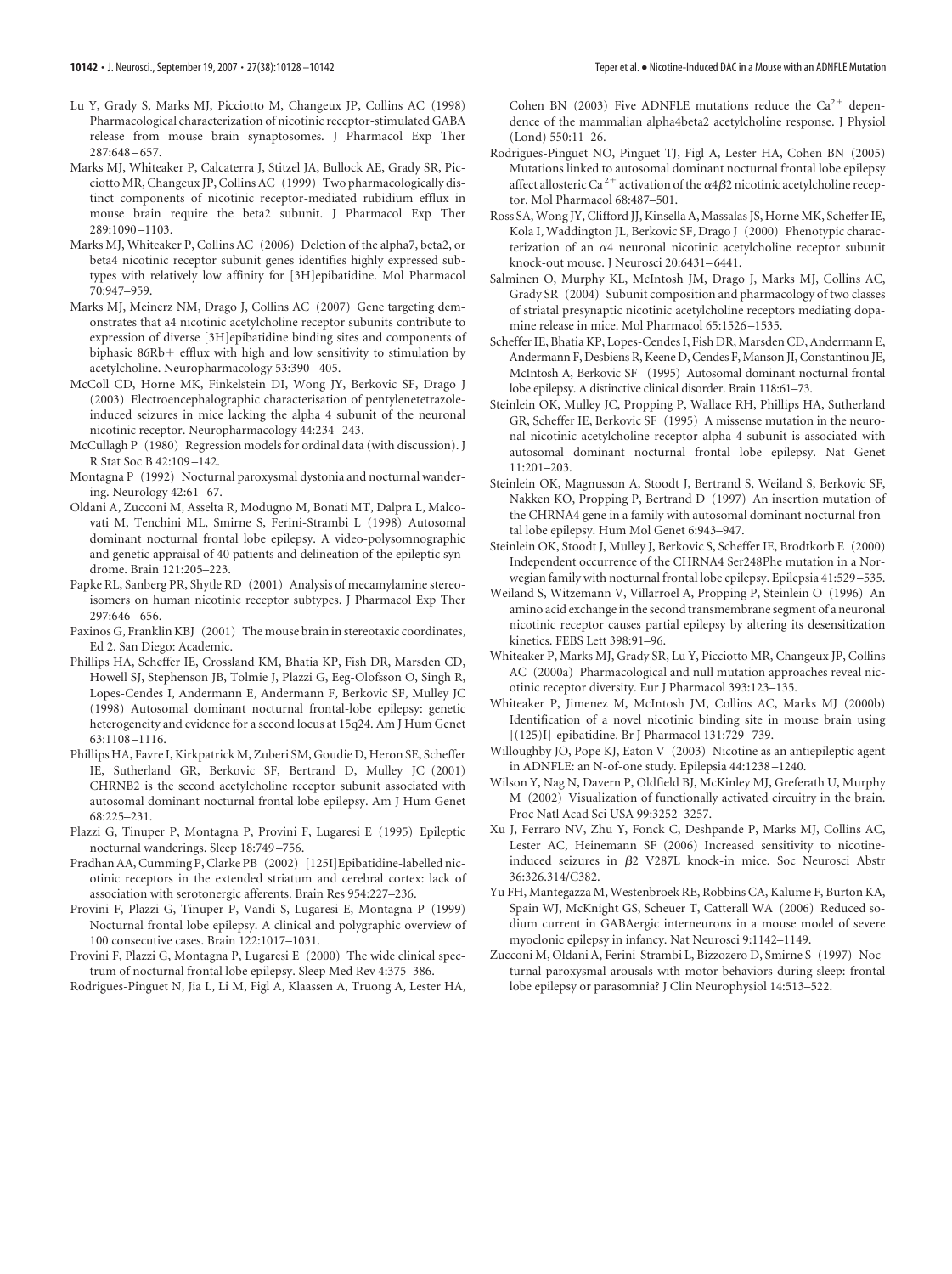Lu Y, Grady S, Marks MJ, Picciotto M, Changeux JP, Collins AC (1998) Pharmacological characterization of nicotinic receptor-stimulated GABA release from mouse brain synaptosomes. J Pharmacol Exp Ther 287:648–657.

Marks MJ, Whiteaker P, Calcaterra J, Stitzel JA, Bullock AE, Grady SR, Picciotto MR, Changeux JP, Collins AC (1999) Two pharmacologically distinct components of nicotinic receptor-mediated rubidium efflux in mouse brain require the beta2 subunit. J Pharmacol Exp Ther 289:1090–1103.

Marks MJ, Whiteaker P, Collins AC (2006) Deletion of the alpha7, beta2, or beta4 nicotinic receptor subunit genes identifies highly expressed subtypes with relatively low affinity for [3H]epibatidine. Mol Pharmacol 70:947–959.

Marks MJ, Meinerz NM, Drago J, Collins AC (2007) Gene targeting demonstrates that a4 nicotinic acetylcholine receptor subunits contribute to expression of diverse [3H]epibatidine binding sites and components of biphasic 86Rb+ efflux with high and low sensitivity to stimulation by acetylcholine. Neuropharmacology 53:390–405.

McColl CD, Horne MK, Finkelstein DI, Wong JY, Berkovic SF, Drago J (2003) Electroencephalographic characterisation of pentylenetetrazole-induced seizures in mice lacking the alpha 4 subunit of the neuronal nicotinic receptor. Neuropharmacology 44:234–243.

McCullagh P (1980) Regression models for ordinal data (with discussion). J R Stat Soc B 42:109–142.

Montagna P (1992) Nocturnal paroxysmal dystonia and nocturnal wandering. Neurology 42:61–67.

Oldani A, Zucconi M, Asselta R, Modugno M, Bonati MT, Dalpra L, Malcovati M, Tenchini ML, Smirne S, Ferini-Strambi L (1998) Autosomal dominant nocturnal frontal lobe epilepsy. A video-polysomnographic and genetic appraisal of 40 patients and delineation of the epileptic syndrome. Brain 121:205–223.

Papke RL, Sanberg PR, Shytle RD (2001) Analysis of mecamylamine stereoisomers on human nicotinic receptor subtypes. J Pharmacol Exp Ther 297:646–656.

Paxinos G, Franklin KBJ (2001) The mouse brain in stereotaxic coordinates, Ed 2. San Diego: Academic.

Phillips HA, Scheffer IE, Crossland KM, Bhatia KP, Fish DR, Marsden CD, Howell SJ, Stephenson JB, Tolmie J, Plazzi G, Eeg-Olofsson O, Singh R, Lopes-Cendes I, Andermann E, Andermann F, Berkovic SF, Mulley JC (1998) Autosomal dominant nocturnal frontal-lobe epilepsy: genetic heterogeneity and evidence for a second locus at 15q24. Am J Hum Genet 63:1108–1116.

Phillips HA, Favre I, Kirkpatrick M, Zuberi SM, Goudie D, Heron SE, Scheffer IE, Sutherland GR, Berkovic SF, Bertrand D, Mulley JC (2001) CHRNB2 is the second acetylcholine receptor subunit associated with autosomal dominant nocturnal frontal lobe epilepsy. Am J Hum Genet 68:225–231.

Plazzi G, Tinuper P, Montagna P, Provini F, Lugaresi E (1995) Epileptic nocturnal wanderings. Sleep 18:749–756.

Pradhan AA, Cumming P, Clarke PB (2002) [125I]Epibatidine-labelled nicotinic receptors in the extended striatum and cerebral cortex: lack of association with serotonergic afferents. Brain Res 954:227–236.

Provini F, Plazzi G, Tinuper P, Vandi S, Lugaresi E, Montagna P (1999) Nocturnal frontal lobe epilepsy. A clinical and polygraphic overview of 100 consecutive cases. Brain 122:1017–1031.

Provini F, Plazzi G, Montagna P, Lugaresi E (2000) The wide clinical spectrum of nocturnal frontal lobe epilepsy. Sleep Med Rev 4:375–386.

Rodrigues-Pinguet N, Jia L, Li M, Figl A, Klaassen A, Truong A, Lester HA, Cohen BN (2003) Five ADNFLE mutations reduce the $Ca^{2+}$ dependence of the mammalian alpha4beta2 acetylcholine response. J Physiol (Lond) 550:11–26.

Rodrigues-Pinguet NO, Pinguet TJ, Figl A, Lester HA, Cohen BN (2005) Mutations linked to autosomal dominant nocturnal frontal lobe epilepsy affect allosteric $Ca^{2+}$ activation of the $\alpha 4\beta 2$ nicotinic acetylcholine receptor. Mol Pharmacol 68:487–501.

Ross SA, Wong JY, Clifford JJ, Kinsella A, Massalas JS, Horne MK, Scheffer IE, Kola I, Waddington JL, Berkovic SF, Drago J (2000) Phenotypic characterization of an $\alpha 4$ neuronal nicotinic acetylcholine receptor subunit knock-out mouse. J Neurosci 20:6431–6441.

Salminen O, Murphy KL, McIntosh JM, Drago J, Marks MJ, Collins AC, Grady SR (2004) Subunit composition and pharmacology of two classes of striatal presynaptic nicotinic acetylcholine receptors mediating dopamine release in mice. Mol Pharmacol 65:1526–1535.

Scheffer IE, Bhatia KP, Lopes-Cendes I, Fish DR, Marsden CD, Andermann E, Andermann F, Desbiens R, Keene D, Cendes F, Manson JI, Constantinou JE, McIntosh A, Berkovic SF (1995) Autosomal dominant nocturnal frontal lobe epilepsy. A distinctive clinical disorder. Brain 118:61–73.

Steinlein OK, Mulley JC, Propping P, Wallace RH, Phillips HA, Sutherland GR, Scheffer IE, Berkovic SF (1995) A missense mutation in the neuronal nicotinic acetylcholine receptor alpha 4 subunit is associated with autosomal dominant nocturnal frontal lobe epilepsy. Nat Genet 11:201–203.

Steinlein OK, Magnusson A, Stoodt J, Bertrand S, Weiland S, Berkovic SF, Nakken KO, Propping P, Bertrand D (1997) An insertion mutation of the CHRNA4 gene in a family with autosomal dominant nocturnal frontal lobe epilepsy. Hum Mol Genet 6:943–947.

Steinlein OK, Stoodt J, Mulley J, Berkovic S, Scheffer IE, Brodtkorb E (2000) Independent occurrence of the CHRNA4 Ser248Phe mutation in a Norwegian family with nocturnal frontal lobe epilepsy. Epilepsia 41:529–535.

Weiland S, Witzemann V, Villarroel A, Propping P, Steinlein O (1996) An amino acid exchange in the second transmembrane segment of a neuronal nicotinic receptor causes partial epilepsy by altering its desensitization kinetics. FEBS Lett 398:91–96.

Whiteaker P, Marks MJ, Grady SR, Lu Y, Picciotto MR, Changeux JP, Collins AC (2000a) Pharmacological and null mutation approaches reveal nicotinic receptor diversity. Eur J Pharmacol 393:123–135.

Whiteaker P, Jimenez M, McIntosh JM, Collins AC, Marks MJ (2000b) Identification of a novel nicotinic binding site in mouse brain using [(125)I]-epibatidine. Br J Pharmacol 131:729–739.

Willoughby JO, Pope KJ, Eaton V (2003) Nicotine as an antiepileptic agent in ADNFLE: an N-of-one study. Epilepsia 44:1238–1240.

Wilson Y, Nag N, Davern P, Oldfield BJ, McKinley MJ, Greferath U, Murphy M (2002) Visualization of functionally activated circuitry in the brain. Proc Natl Acad Sci USA 99:3252–3257.

Xu J, Ferraro NV, Zhu Y, Fonck C, Deshpande P, Marks MJ, Collins AC, Lester AC, Heinemann SF (2006) Increased sensitivity to nicotine-induced seizures in $\beta 2$ V287L knock-in mice. Soc Neurosci Abstr 36:326.314/C382.

Yu FH, Mantegazza M, Westenbroek RE, Robbins CA, Kalume F, Burton KA, Spain WJ, McKnight GS, Scheuer T, Catterall WA (2006) Reduced sodium current in GABAergic interneurons in a mouse model of severe myoclonic epilepsy in infancy. Nat Neurosci 9:1142–1149.

Zucconi M, Oldani A, Ferini-Strambi L, Bizzozero D, Smirne S (1997) Nocturnal paroxysmal arousals with motor behaviors during sleep: frontal lobe epilepsy or parasomnia? J Clin Neurophysiol 14:513–522.